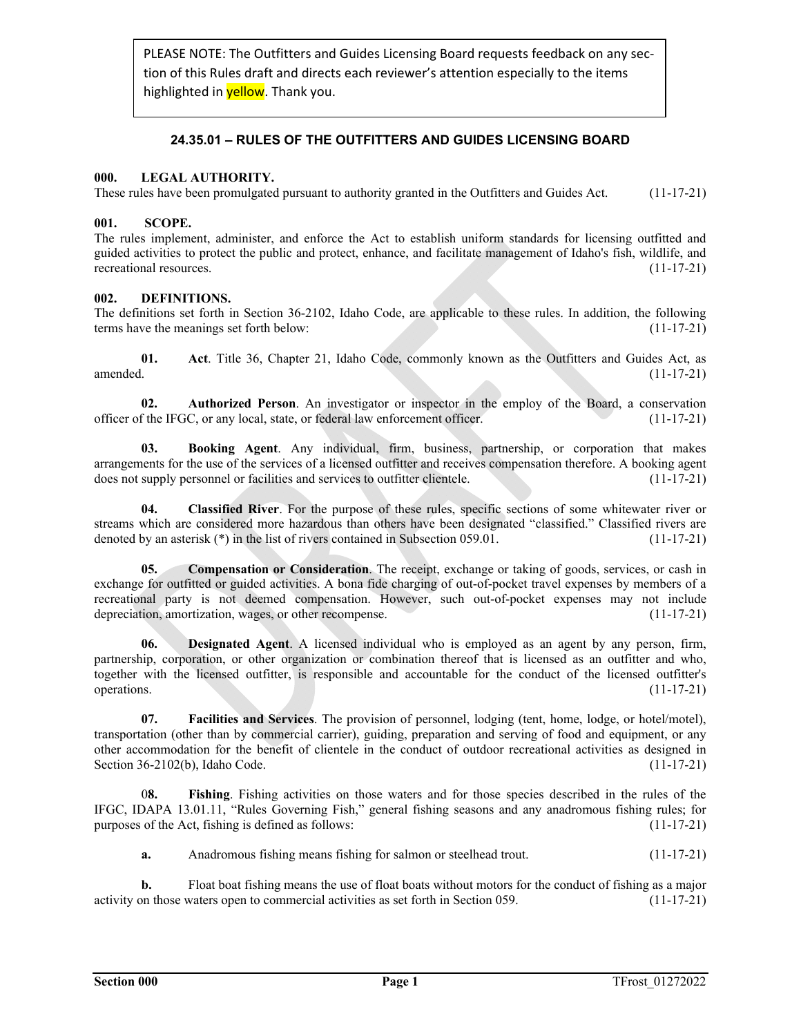PLEASE NOTE: The Outfitters and Guides Licensing Board requests feedback on any section of this Rules draft and directs each reviewer's attention especially to the items highlighted in yellow. Thank you.

## 24.35.01 – RULES OF THE OUTFITTERS AND GUIDES LICENSING BOARD

### 000. LEGAL AUTHORITY.

These rules have been promulgated pursuant to authority granted in the Outfitters and Guides Act. (11-17-21)

### 001. SCOPE.

The rules implement, administer, and enforce the Act to establish uniform standards for licensing outfitted and guided activities to protect the public and protect, enhance, and facilitate management of Idaho's fish, wildlife, and recreational resources. (11-17-21)

### 002. DEFINITIONS.

The definitions set forth in Section 36-2102, Idaho Code, are applicable to these rules. In addition, the following terms have the meanings set forth below: (11-17-21)

**01. Act**. Title 36, Chapter 21, Idaho Code, commonly known as the Outfitters and Guides Act, as amended. (11-17-21)

**02. Authorized Person**. An investigator or inspector in the employ of the Board, a conservation officer of the IFGC, or any local, state, or federal law enforcement officer. (11-17-21)

**03. Booking Agent**. Any individual, firm, business, partnership, or corporation that makes arrangements for the use of the services of a licensed outfitter and receives compensation therefore. A booking agent does not supply personnel or facilities and services to outfitter clientele. (11-17-21)

**04. Classified River**. For the purpose of these rules, specific sections of some whitewater river or streams which are considered more hazardous than others have been designated "classified." Classified rivers are denoted by an asterisk (*) in the list of rivers contained in Subsection 059.01. (11-17-21)

**05. Compensation or Consideration**. The receipt, exchange or taking of goods, services, or cash in exchange for outfitted or guided activities. A bona fide charging of out-of-pocket travel expenses by members of a recreational party is not deemed compensation. However, such out-of-pocket expenses may not include depreciation, amortization, wages, or other recompense. (11-17-21)

**06. Designated Agent**. A licensed individual who is employed as an agent by any person, firm, partnership, corporation, or other organization or combination thereof that is licensed as an outfitter and who, together with the licensed outfitter, is responsible and accountable for the conduct of the licensed outfitter's operations. (11-17-21)

**07. Facilities and Services**. The provision of personnel, lodging (tent, home, lodge, or hotel/motel), transportation (other than by commercial carrier), guiding, preparation and serving of food and equipment, or any other accommodation for the benefit of clientele in the conduct of outdoor recreational activities as designed in Section 36-2102(b), Idaho Code. (11-17-21)

**08. Fishing**. Fishing activities on those waters and for those species described in the rules of the IFGC, IDAPA 13.01.11, "Rules Governing Fish," general fishing seasons and any anadromous fishing rules; for purposes of the Act, fishing is defined as follows: (11-17-21)

**a.** Anadromous fishing means fishing for salmon or steelhead trout. (11-17-21)

**b.** Float boat fishing means the use of float boats without motors for the conduct of fishing as a major activity on those waters open to commercial activities as set forth in Section 059. (11-17-21)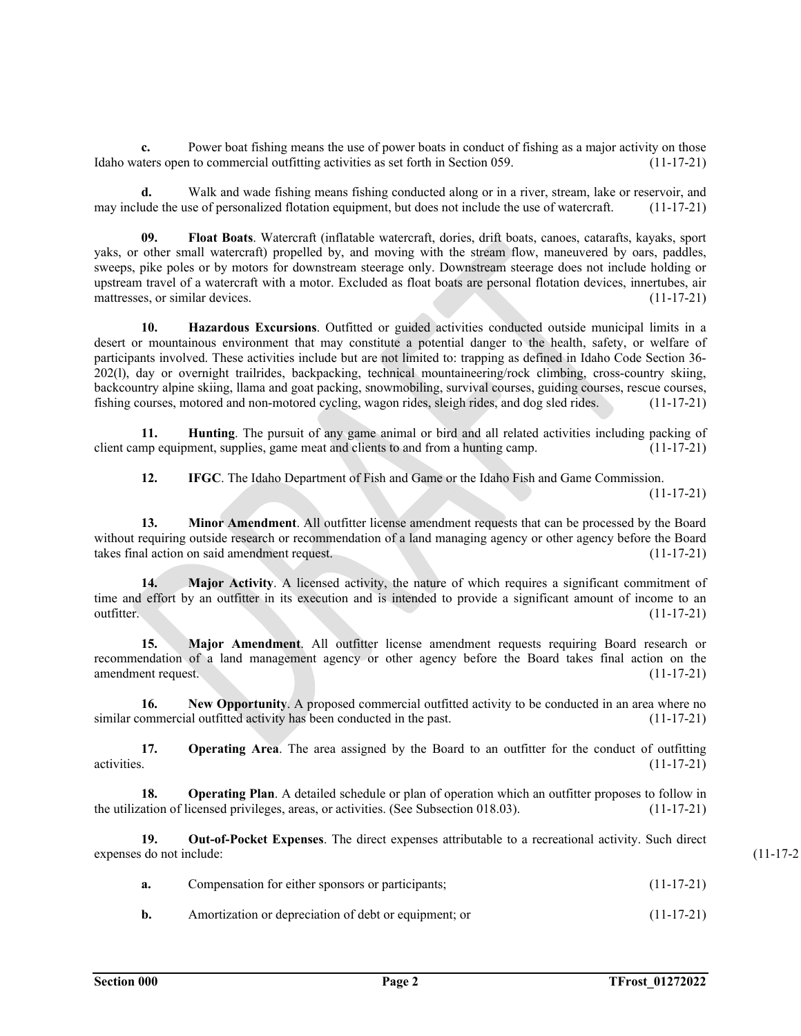**c.** Power boat fishing means the use of power boats in conduct of fishing as a major activity on those Idaho waters open to commercial outfitting activities as set forth in Section 059. (11-17-21)

**d.** Walk and wade fishing means fishing conducted along or in a river, stream, lake or reservoir, and may include the use of personalized flotation equipment, but does not include the use of watercraft. (11-17-21)

**09. Float Boats**. Watercraft (inflatable watercraft, dories, drift boats, canoes, catarafts, kayaks, sport yaks, or other small watercraft) propelled by, and moving with the stream flow, maneuvered by oars, paddles, sweeps, pike poles or by motors for downstream steerage only. Downstream steerage does not include holding or upstream travel of a watercraft with a motor. Excluded as float boats are personal flotation devices, innertubes, air mattresses, or similar devices. (11-17-21)

**10. Hazardous Excursions**. Outfitted or guided activities conducted outside municipal limits in a desert or mountainous environment that may constitute a potential danger to the health, safety, or welfare of participants involved. These activities include but are not limited to: trapping as defined in Idaho Code Section 36-202(l), day or overnight trailrides, backpacking, technical mountaineering/rock climbing, cross-country skiing, backcountry alpine skiing, llama and goat packing, snowmobiling, survival courses, guiding courses, rescue courses, fishing courses, motored and non-motored cycling, wagon rides, sleigh rides, and dog sled rides. (11-17-21)

**11. Hunting**. The pursuit of any game animal or bird and all related activities including packing of client camp equipment, supplies, game meat and clients to and from a hunting camp. (11-17-21)

**12. IFGC**. The Idaho Department of Fish and Game or the Idaho Fish and Game Commission. (11-17-21)

**13. Minor Amendment**. All outfitter license amendment requests that can be processed by the Board without requiring outside research or recommendation of a land managing agency or other agency before the Board takes final action on said amendment request. (11-17-21)

**14. Major Activity**. A licensed activity, the nature of which requires a significant commitment of time and effort by an outfitter in its execution and is intended to provide a significant amount of income to an outfitter. (11-17-21)

**15. Major Amendment**. All outfitter license amendment requests requiring Board research or recommendation of a land management agency or other agency before the Board takes final action on the amendment request. (11-17-21)

**16. New Opportunity**. A proposed commercial outfitted activity to be conducted in an area where no similar commercial outfitted activity has been conducted in the past. (11-17-21)

**17. Operating Area**. The area assigned by the Board to an outfitter for the conduct of outfitting activities. (11-17-21)

**18. Operating Plan**. A detailed schedule or plan of operation which an outfitter proposes to follow in the utilization of licensed privileges, areas, or activities. (See Subsection 018.03). (11-17-21)

**19. Out-of-Pocket Expenses**. The direct expenses attributable to a recreational activity. Such direct expenses do not include: (11-17-21)

**a.** Compensation for either sponsors or participants; (11-17-21)

**b.** Amortization or depreciation of debt or equipment; or (11-17-21)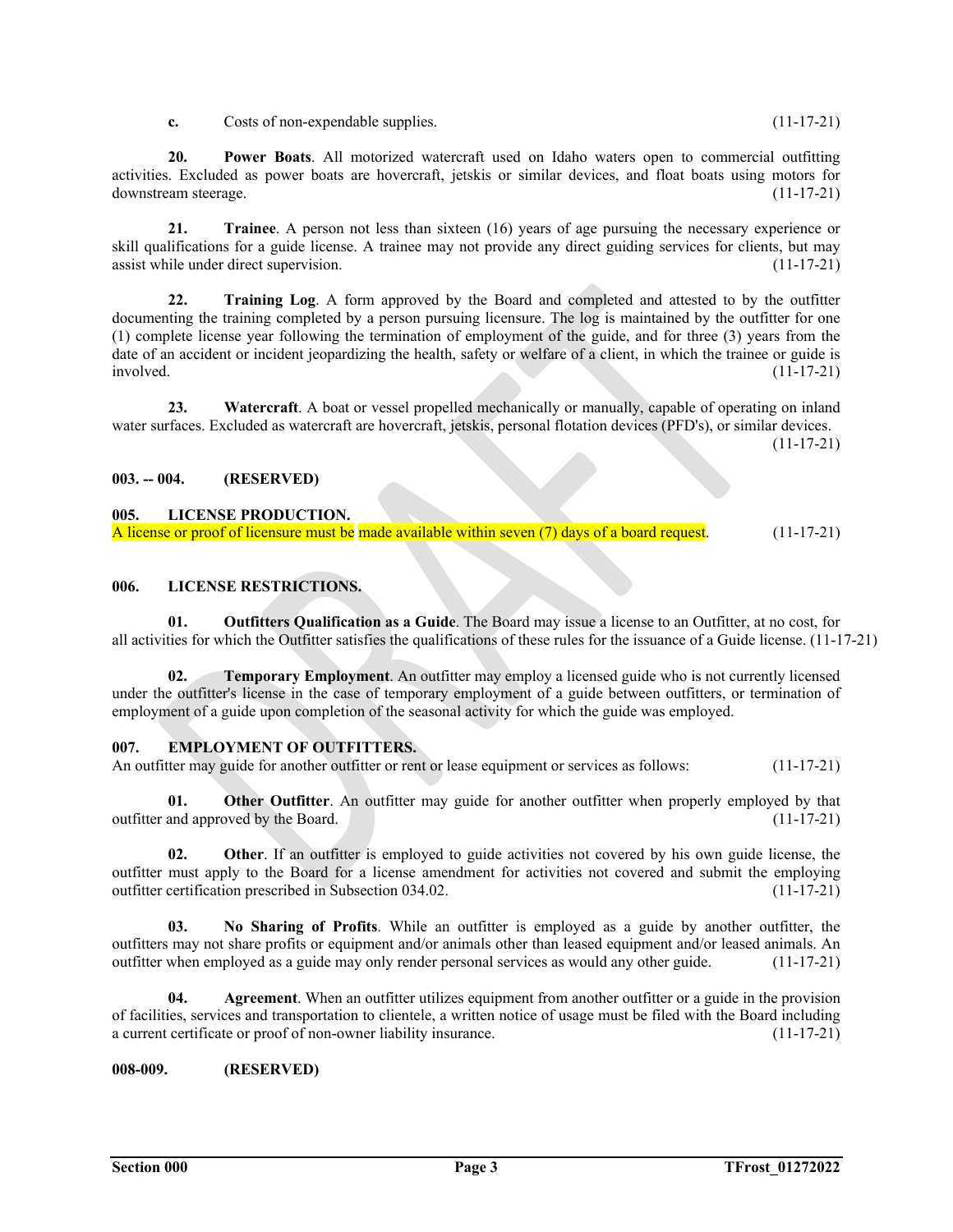**c.** Costs of non-expendable supplies. (11-17-21)

**20. Power Boats**. All motorized watercraft used on Idaho waters open to commercial outfitting activities. Excluded as power boats are hovercraft, jetskis or similar devices, and float boats using motors for downstream steerage. (11-17-21)

**21. Trainee**. A person not less than sixteen (16) years of age pursuing the necessary experience or skill qualifications for a guide license. A trainee may not provide any direct guiding services for clients, but may assist while under direct supervision. (11-17-21)

**22. Training Log**. A form approved by the Board and completed and attested to by the outfitter documenting the training completed by a person pursuing licensure. The log is maintained by the outfitter for one (1) complete license year following the termination of employment of the guide, and for three (3) years from the date of an accident or incident jeopardizing the health, safety or welfare of a client, in which the trainee or guide is involved. (11-17-21)

**23. Watercraft**. A boat or vessel propelled mechanically or manually, capable of operating on inland water surfaces. Excluded as watercraft are hovercraft, jetskis, personal flotation devices (PFD's), or similar devices. (11-17-21)

**003. -- 004. (RESERVED)**

**005. LICENSE PRODUCTION.**

A license or proof of licensure must be made available within seven (7) days of a board request. (11-17-21)

**006. LICENSE RESTRICTIONS.**

**01. Outfitters Qualification as a Guide**. The Board may issue a license to an Outfitter, at no cost, for all activities for which the Outfitter satisfies the qualifications of these rules for the issuance of a Guide license. (11-17-21)

**02. Temporary Employment**. An outfitter may employ a licensed guide who is not currently licensed under the outfitter's license in the case of temporary employment of a guide between outfitters, or termination of employment of a guide upon completion of the seasonal activity for which the guide was employed.

**007. EMPLOYMENT OF OUTFITTERS.**

An outfitter may guide for another outfitter or rent or lease equipment or services as follows: (11-17-21)

**01. Other Outfitter**. An outfitter may guide for another outfitter when properly employed by that outfitter and approved by the Board. (11-17-21)

**02. Other**. If an outfitter is employed to guide activities not covered by his own guide license, the outfitter must apply to the Board for a license amendment for activities not covered and submit the employing outfitter certification prescribed in Subsection 034.02. (11-17-21)

**03. No Sharing of Profits**. While an outfitter is employed as a guide by another outfitter, the outfitters may not share profits or equipment and/or animals other than leased equipment and/or leased animals. An outfitter when employed as a guide may only render personal services as would any other guide. (11-17-21)

**04. Agreement**. When an outfitter utilizes equipment from another outfitter or a guide in the provision of facilities, services and transportation to clientele, a written notice of usage must be filed with the Board including a current certificate or proof of non-owner liability insurance. (11-17-21)

**008-009. (RESERVED)**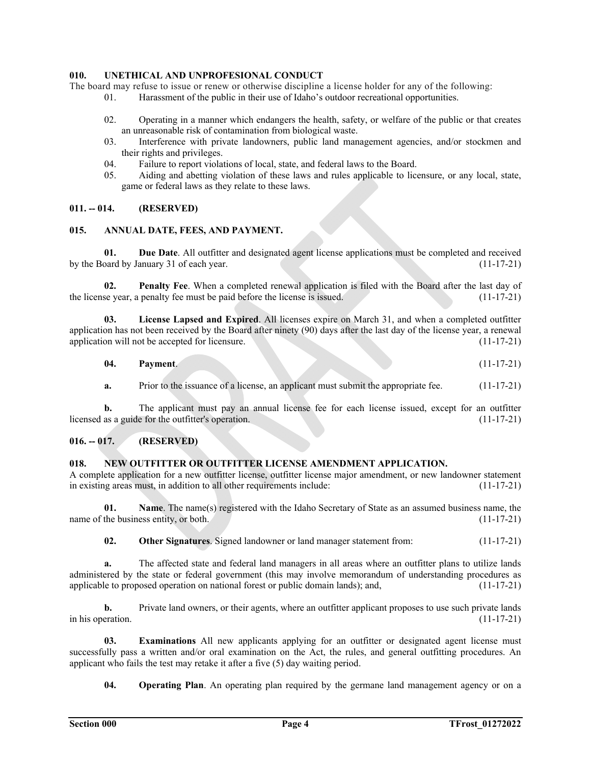## 010. UNETHICAL AND UNPROFESIONAL CONDUCT

The board may refuse to issue or renew or otherwise discipline a license holder for any of the following:

01. Harassment of the public in their use of Idaho's outdoor recreational opportunities.

02. Operating in a manner which endangers the health, safety, or welfare of the public or that creates an unreasonable risk of contamination from biological waste.

03. Interference with private landowners, public land management agencies, and/or stockmen and their rights and privileges.

04. Failure to report violations of local, state, and federal laws to the Board.

05. Aiding and abetting violation of these laws and rules applicable to licensure, or any local, state, game or federal laws as they relate to these laws.

## 011. -- 014. (RESERVED)

## 015. ANNUAL DATE, FEES, AND PAYMENT.

**01. Due Date**. All outfitter and designated agent license applications must be completed and received by the Board by January 31 of each year. (11-17-21)

**02. Penalty Fee**. When a completed renewal application is filed with the Board after the last day of the license year, a penalty fee must be paid before the license is issued. (11-17-21)

**03. License Lapsed and Expired**. All licenses expire on March 31, and when a completed outfitter application has not been received by the Board after ninety (90) days after the last day of the license year, a renewal application will not be accepted for licensure. (11-17-21)

**04. Payment**. (11-17-21)

**a.** Prior to the issuance of a license, an applicant must submit the appropriate fee. (11-17-21)

**b.** The applicant must pay an annual license fee for each license issued, except for an outfitter licensed as a guide for the outfitter's operation. (11-17-21)

## 016. -- 017. (RESERVED)

## 018. NEW OUTFITTER OR OUTFITTER LICENSE AMENDMENT APPLICATION.

A complete application for a new outfitter license, outfitter license major amendment, or new landowner statement in existing areas must, in addition to all other requirements include: (11-17-21)

**01. Name**. The name(s) registered with the Idaho Secretary of State as an assumed business name, the name of the business entity, or both. (11-17-21)

**02. Other Signatures**. Signed landowner or land manager statement from: (11-17-21)

**a.** The affected state and federal land managers in all areas where an outfitter plans to utilize lands administered by the state or federal government (this may involve memorandum of understanding procedures as applicable to proposed operation on national forest or public domain lands); and, (11-17-21)

**b.** Private land owners, or their agents, where an outfitter applicant proposes to use such private lands in his operation. (11-17-21)

**03. Examinations** All new applicants applying for an outfitter or designated agent license must successfully pass a written and/or oral examination on the Act, the rules, and general outfitting procedures. An applicant who fails the test may retake it after a five (5) day waiting period.

**04. Operating Plan**. An operating plan required by the germane land management agency or on a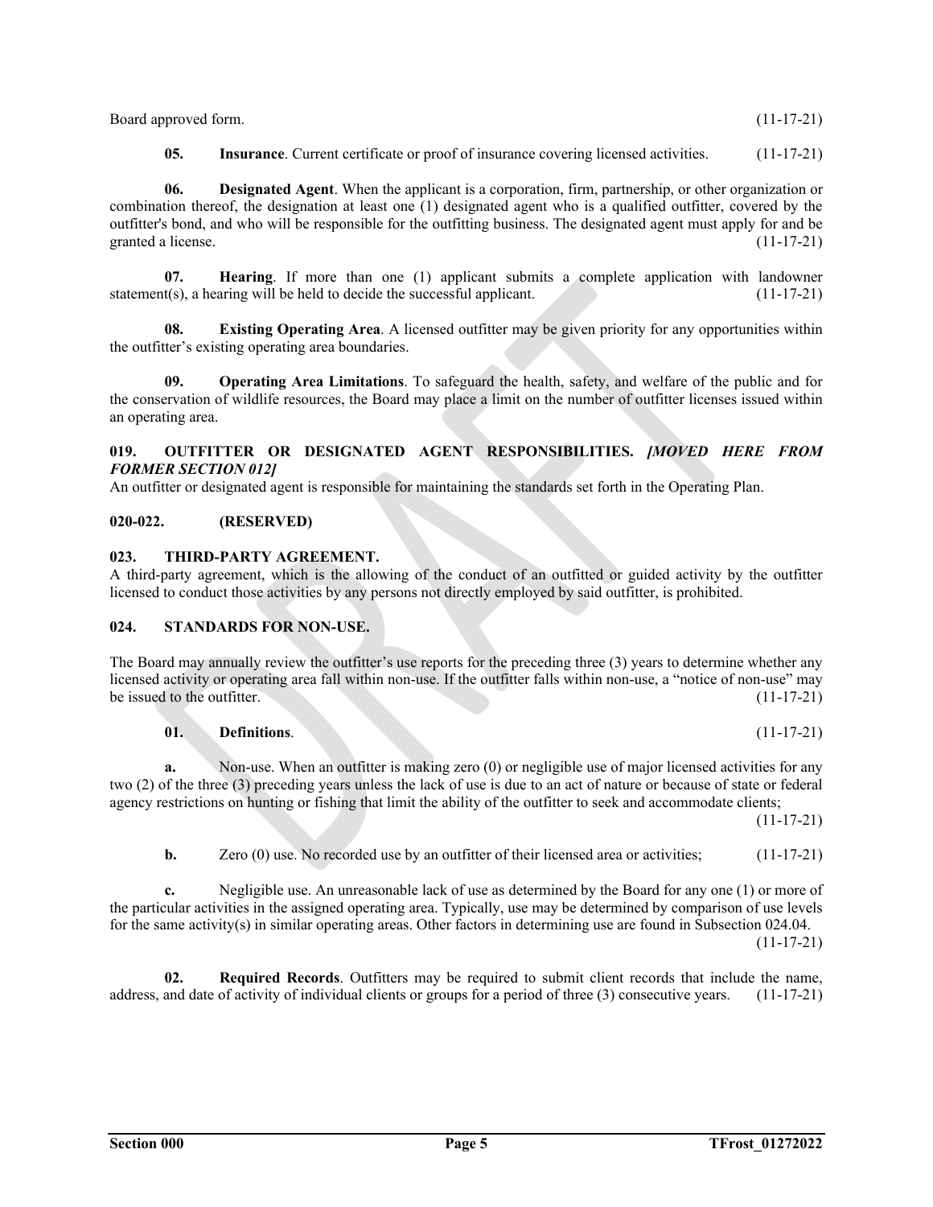Board approved form. (11-17-21)

**05. Insurance**. Current certificate or proof of insurance covering licensed activities. (11-17-21)

**06. Designated Agent**. When the applicant is a corporation, firm, partnership, or other organization or combination thereof, the designation at least one (1) designated agent who is a qualified outfitter, covered by the outfitter's bond, and who will be responsible for the outfitting business. The designated agent must apply for and be granted a license. (11-17-21)

**07. Hearing**. If more than one (1) applicant submits a complete application with landowner statement(s), a hearing will be held to decide the successful applicant. (11-17-21)

**08. Existing Operating Area**. A licensed outfitter may be given priority for any opportunities within the outfitter's existing operating area boundaries.

**09. Operating Area Limitations**. To safeguard the health, safety, and welfare of the public and for the conservation of wildlife resources, the Board may place a limit on the number of outfitter licenses issued within an operating area.

### 019. OUTFITTER OR DESIGNATED AGENT RESPONSIBILITIES. *[MOVED HERE FROM FORMER SECTION 012]*

An outfitter or designated agent is responsible for maintaining the standards set forth in the Operating Plan.

### 020-022. (RESERVED)

### 023. THIRD-PARTY AGREEMENT.

A third-party agreement, which is the allowing of the conduct of an outfitted or guided activity by the outfitter licensed to conduct those activities by any persons not directly employed by said outfitter, is prohibited.

### 024. STANDARDS FOR NON-USE.

The Board may annually review the outfitter's use reports for the preceding three (3) years to determine whether any licensed activity or operating area fall within non-use. If the outfitter falls within non-use, a "notice of non-use" may be issued to the outfitter. (11-17-21)

**01. Definitions**. (11-17-21)

**a.** Non-use. When an outfitter is making zero (0) or negligible use of major licensed activities for any two (2) of the three (3) preceding years unless the lack of use is due to an act of nature or because of state or federal agency restrictions on hunting or fishing that limit the ability of the outfitter to seek and accommodate clients; (11-17-21)

**b.** Zero (0) use. No recorded use by an outfitter of their licensed area or activities; (11-17-21)

**c.** Negligible use. An unreasonable lack of use as determined by the Board for any one (1) or more of the particular activities in the assigned operating area. Typically, use may be determined by comparison of use levels for the same activity(s) in similar operating areas. Other factors in determining use are found in Subsection 024.04. (11-17-21)

**02. Required Records**. Outfitters may be required to submit client records that include the name, address, and date of activity of individual clients or groups for a period of three (3) consecutive years. (11-17-21)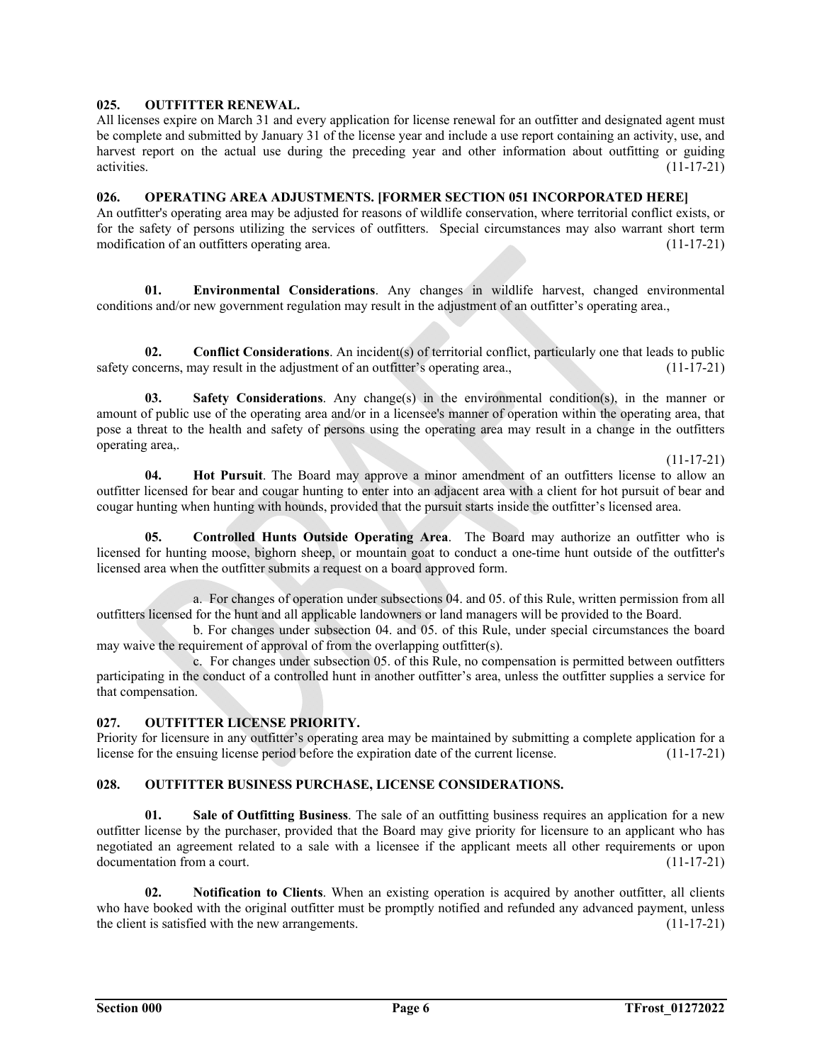### 025. OUTFITTER RENEWAL.

All licenses expire on March 31 and every application for license renewal for an outfitter and designated agent must be complete and submitted by January 31 of the license year and include a use report containing an activity, use, and harvest report on the actual use during the preceding year and other information about outfitting or guiding activities. (11-17-21)

### 026. OPERATING AREA ADJUSTMENTS. [FORMER SECTION 051 INCORPORATED HERE]

An outfitter's operating area may be adjusted for reasons of wildlife conservation, where territorial conflict exists, or for the safety of persons utilizing the services of outfitters. Special circumstances may also warrant short term modification of an outfitters operating area. (11-17-21)

**01. Environmental Considerations**. Any changes in wildlife harvest, changed environmental conditions and/or new government regulation may result in the adjustment of an outfitter's operating area.,

**02. Conflict Considerations**. An incident(s) of territorial conflict, particularly one that leads to public safety concerns, may result in the adjustment of an outfitter's operating area., (11-17-21)

**03. Safety Considerations**. Any change(s) in the environmental condition(s), in the manner or amount of public use of the operating area and/or in a licensee's manner of operation within the operating area, that pose a threat to the health and safety of persons using the operating area may result in a change in the outfitters operating area,.

(11-17-21)

**04. Hot Pursuit**. The Board may approve a minor amendment of an outfitters license to allow an outfitter licensed for bear and cougar hunting to enter into an adjacent area with a client for hot pursuit of bear and cougar hunting when hunting with hounds, provided that the pursuit starts inside the outfitter's licensed area.

**05. Controlled Hunts Outside Operating Area**. The Board may authorize an outfitter who is licensed for hunting moose, bighorn sheep, or mountain goat to conduct a one-time hunt outside of the outfitter's licensed area when the outfitter submits a request on a board approved form.

a. For changes of operation under subsections 04. and 05. of this Rule, written permission from all outfitters licensed for the hunt and all applicable landowners or land managers will be provided to the Board.

b. For changes under subsection 04. and 05. of this Rule, under special circumstances the board may waive the requirement of approval of from the overlapping outfitter(s).

c. For changes under subsection 05. of this Rule, no compensation is permitted between outfitters participating in the conduct of a controlled hunt in another outfitter's area, unless the outfitter supplies a service for that compensation.

### 027. OUTFITTER LICENSE PRIORITY.

Priority for licensure in any outfitter's operating area may be maintained by submitting a complete application for a license for the ensuing license period before the expiration date of the current license. (11-17-21)

### 028. OUTFITTER BUSINESS PURCHASE, LICENSE CONSIDERATIONS.

**01. Sale of Outfitting Business**. The sale of an outfitting business requires an application for a new outfitter license by the purchaser, provided that the Board may give priority for licensure to an applicant who has negotiated an agreement related to a sale with a licensee if the applicant meets all other requirements or upon documentation from a court. (11-17-21)

**02. Notification to Clients**. When an existing operation is acquired by another outfitter, all clients who have booked with the original outfitter must be promptly notified and refunded any advanced payment, unless the client is satisfied with the new arrangements. (11-17-21)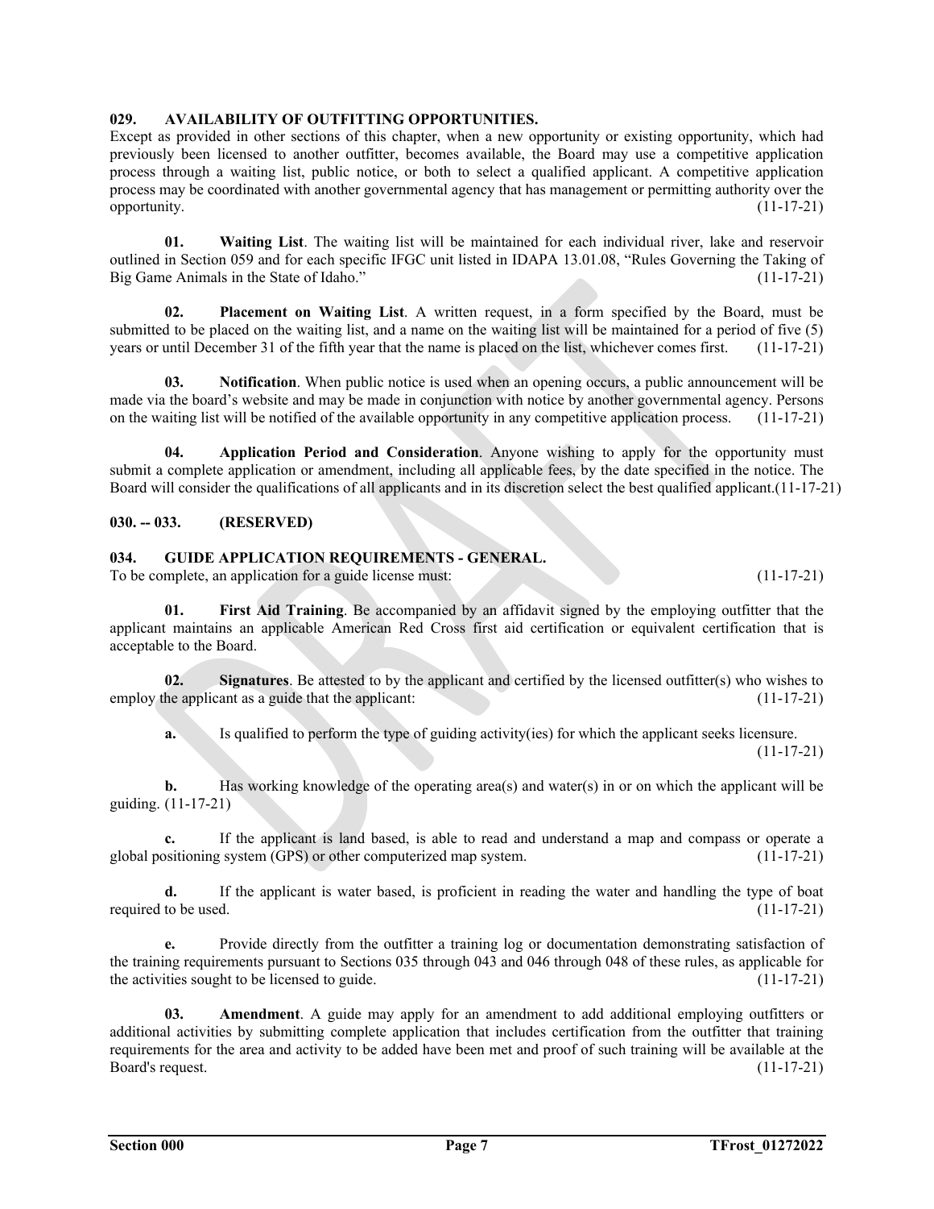## 029. AVAILABILITY OF OUTFITTING OPPORTUNITIES.

Except as provided in other sections of this chapter, when a new opportunity or existing opportunity, which had previously been licensed to another outfitter, becomes available, the Board may use a competitive application process through a waiting list, public notice, or both to select a qualified applicant. A competitive application process may be coordinated with another governmental agency that has management or permitting authority over the opportunity. (11-17-21)

**01. Waiting List**. The waiting list will be maintained for each individual river, lake and reservoir outlined in Section 059 and for each specific IFGC unit listed in IDAPA 13.01.08, "Rules Governing the Taking of Big Game Animals in the State of Idaho." (11-17-21)

**02. Placement on Waiting List**. A written request, in a form specified by the Board, must be submitted to be placed on the waiting list, and a name on the waiting list will be maintained for a period of five (5) years or until December 31 of the fifth year that the name is placed on the list, whichever comes first. (11-17-21)

**03. Notification**. When public notice is used when an opening occurs, a public announcement will be made via the board's website and may be made in conjunction with notice by another governmental agency. Persons on the waiting list will be notified of the available opportunity in any competitive application process. (11-17-21)

**04. Application Period and Consideration**. Anyone wishing to apply for the opportunity must submit a complete application or amendment, including all applicable fees, by the date specified in the notice. The Board will consider the qualifications of all applicants and in its discretion select the best qualified applicant.(11-17-21)

## 030. -- 033. (RESERVED)

## 034. GUIDE APPLICATION REQUIREMENTS - GENERAL.

To be complete, an application for a guide license must: (11-17-21)

**01. First Aid Training**. Be accompanied by an affidavit signed by the employing outfitter that the applicant maintains an applicable American Red Cross first aid certification or equivalent certification that is acceptable to the Board.

**02. Signatures**. Be attested to by the applicant and certified by the licensed outfitter(s) who wishes to employ the applicant as a guide that the applicant: (11-17-21)

**a.** Is qualified to perform the type of guiding activity(ies) for which the applicant seeks licensure. (11-17-21)

**b.** Has working knowledge of the operating area(s) and water(s) in or on which the applicant will be guiding. (11-17-21)

**c.** If the applicant is land based, is able to read and understand a map and compass or operate a global positioning system (GPS) or other computerized map system. (11-17-21)

**d.** If the applicant is water based, is proficient in reading the water and handling the type of boat required to be used. (11-17-21)

**e.** Provide directly from the outfitter a training log or documentation demonstrating satisfaction of the training requirements pursuant to Sections 035 through 043 and 046 through 048 of these rules, as applicable for the activities sought to be licensed to guide. (11-17-21)

**03. Amendment**. A guide may apply for an amendment to add additional employing outfitters or additional activities by submitting complete application that includes certification from the outfitter that training requirements for the area and activity to be added have been met and proof of such training will be available at the Board's request. (11-17-21)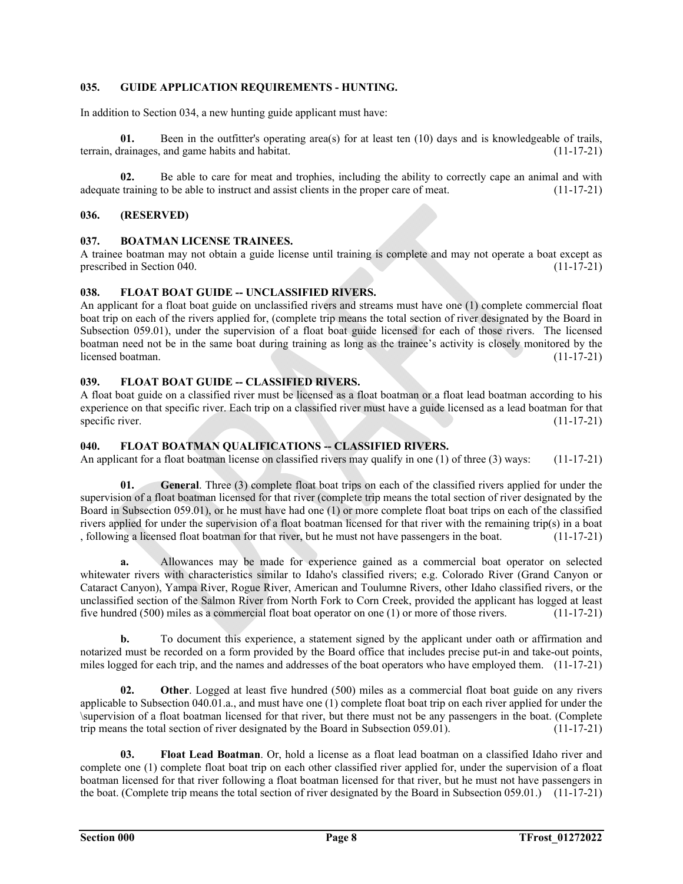### 035. GUIDE APPLICATION REQUIREMENTS - HUNTING.

In addition to Section 034, a new hunting guide applicant must have:

**01.** Been in the outfitter's operating area(s) for at least ten (10) days and is knowledgeable of trails, terrain, drainages, and game habits and habitat. (11-17-21)

**02.** Be able to care for meat and trophies, including the ability to correctly cape an animal and with adequate training to be able to instruct and assist clients in the proper care of meat. (11-17-21)

### 036. (RESERVED)

### 037. BOATMAN LICENSE TRAINEES.

A trainee boatman may not obtain a guide license until training is complete and may not operate a boat except as prescribed in Section 040. (11-17-21)

### 038. FLOAT BOAT GUIDE -- UNCLASSIFIED RIVERS.

An applicant for a float boat guide on unclassified rivers and streams must have one (1) complete commercial float boat trip on each of the rivers applied for, (complete trip means the total section of river designated by the Board in Subsection 059.01), under the supervision of a float boat guide licensed for each of those rivers. The licensed boatman need not be in the same boat during training as long as the trainee's activity is closely monitored by the licensed boatman. (11-17-21)

### 039. FLOAT BOAT GUIDE -- CLASSIFIED RIVERS.

A float boat guide on a classified river must be licensed as a float boatman or a float lead boatman according to his experience on that specific river. Each trip on a classified river must have a guide licensed as a lead boatman for that specific river. (11-17-21)

### 040. FLOAT BOATMAN QUALIFICATIONS -- CLASSIFIED RIVERS.

An applicant for a float boatman license on classified rivers may qualify in one (1) of three (3) ways: (11-17-21)

**01. General**. Three (3) complete float boat trips on each of the classified rivers applied for under the supervision of a float boatman licensed for that river (complete trip means the total section of river designated by the Board in Subsection 059.01), or he must have had one (1) or more complete float boat trips on each of the classified rivers applied for under the supervision of a float boatman licensed for that river with the remaining trip(s) in a boat , following a licensed float boatman for that river, but he must not have passengers in the boat. (11-17-21)

**a.** Allowances may be made for experience gained as a commercial boat operator on selected whitewater rivers with characteristics similar to Idaho's classified rivers; e.g. Colorado River (Grand Canyon or Cataract Canyon), Yampa River, Rogue River, American and Toulumne Rivers, other Idaho classified rivers, or the unclassified section of the Salmon River from North Fork to Corn Creek, provided the applicant has logged at least five hundred (500) miles as a commercial float boat operator on one (1) or more of those rivers. (11-17-21)

**b.** To document this experience, a statement signed by the applicant under oath or affirmation and notarized must be recorded on a form provided by the Board office that includes precise put-in and take-out points, miles logged for each trip, and the names and addresses of the boat operators who have employed them. (11-17-21)

**02. Other**. Logged at least five hundred (500) miles as a commercial float boat guide on any rivers applicable to Subsection 040.01.a., and must have one (1) complete float boat trip on each river applied for under the \supervision of a float boatman licensed for that river, but there must not be any passengers in the boat. (Complete trip means the total section of river designated by the Board in Subsection 059.01). (11-17-21)

**03. Float Lead Boatman**. Or, hold a license as a float lead boatman on a classified Idaho river and complete one (1) complete float boat trip on each other classified river applied for, under the supervision of a float boatman licensed for that river following a float boatman licensed for that river, but he must not have passengers in the boat. (Complete trip means the total section of river designated by the Board in Subsection 059.01.) (11-17-21)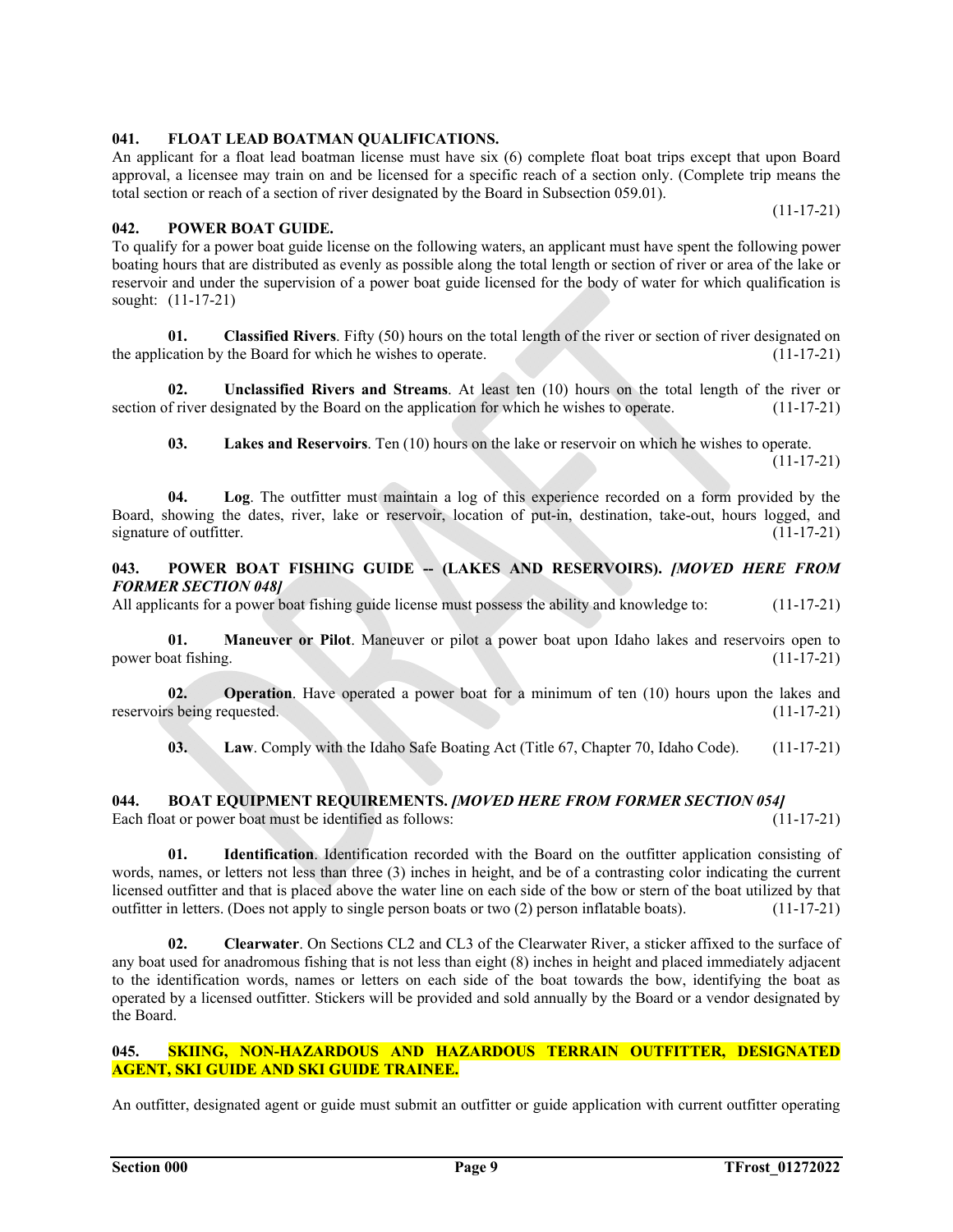### 041. FLOAT LEAD BOATMAN QUALIFICATIONS.

An applicant for a float lead boatman license must have six (6) complete float boat trips except that upon Board approval, a licensee may train on and be licensed for a specific reach of a section only. (Complete trip means the total section or reach of a section of river designated by the Board in Subsection 059.01). (11-17-21)

### 042. POWER BOAT GUIDE.

To qualify for a power boat guide license on the following waters, an applicant must have spent the following power boating hours that are distributed as evenly as possible along the total length or section of river or area of the lake or reservoir and under the supervision of a power boat guide licensed for the body of water for which qualification is sought: (11-17-21)

**01. Classified Rivers**. Fifty (50) hours on the total length of the river or section of river designated on the application by the Board for which he wishes to operate. (11-17-21)

**02. Unclassified Rivers and Streams**. At least ten (10) hours on the total length of the river or section of river designated by the Board on the application for which he wishes to operate. (11-17-21)

**03. Lakes and Reservoirs**. Ten (10) hours on the lake or reservoir on which he wishes to operate. (11-17-21)

**04. Log**. The outfitter must maintain a log of this experience recorded on a form provided by the Board, showing the dates, river, lake or reservoir, location of put-in, destination, take-out, hours logged, and signature of outfitter. (11-17-21)

### 043. POWER BOAT FISHING GUIDE -- (LAKES AND RESERVOIRS). *[MOVED HERE FROM FORMER SECTION 048]*

All applicants for a power boat fishing guide license must possess the ability and knowledge to: (11-17-21)

**01. Maneuver or Pilot**. Maneuver or pilot a power boat upon Idaho lakes and reservoirs open to power boat fishing. (11-17-21)

**02. Operation**. Have operated a power boat for a minimum of ten (10) hours upon the lakes and reservoirs being requested. (11-17-21)

**03. Law**. Comply with the Idaho Safe Boating Act (Title 67, Chapter 70, Idaho Code). (11-17-21)

### 044. BOAT EQUIPMENT REQUIREMENTS. *[MOVED HERE FROM FORMER SECTION 054]*

Each float or power boat must be identified as follows: (11-17-21)

**01. Identification**. Identification recorded with the Board on the outfitter application consisting of words, names, or letters not less than three (3) inches in height, and be of a contrasting color indicating the current licensed outfitter and that is placed above the water line on each side of the bow or stern of the boat utilized by that outfitter in letters. (Does not apply to single person boats or two (2) person inflatable boats). (11-17-21)

**02. Clearwater**. On Sections CL2 and CL3 of the Clearwater River, a sticker affixed to the surface of any boat used for anadromous fishing that is not less than eight (8) inches in height and placed immediately adjacent to the identification words, names or letters on each side of the boat towards the bow, identifying the boat as operated by a licensed outfitter. Stickers will be provided and sold annually by the Board or a vendor designated by the Board.

### 045. SKIING, NON-HAZARDOUS AND HAZARDOUS TERRAIN OUTFITTER, DESIGNATED AGENT, SKI GUIDE AND SKI GUIDE TRAINEE.

An outfitter, designated agent or guide must submit an outfitter or guide application with current outfitter operating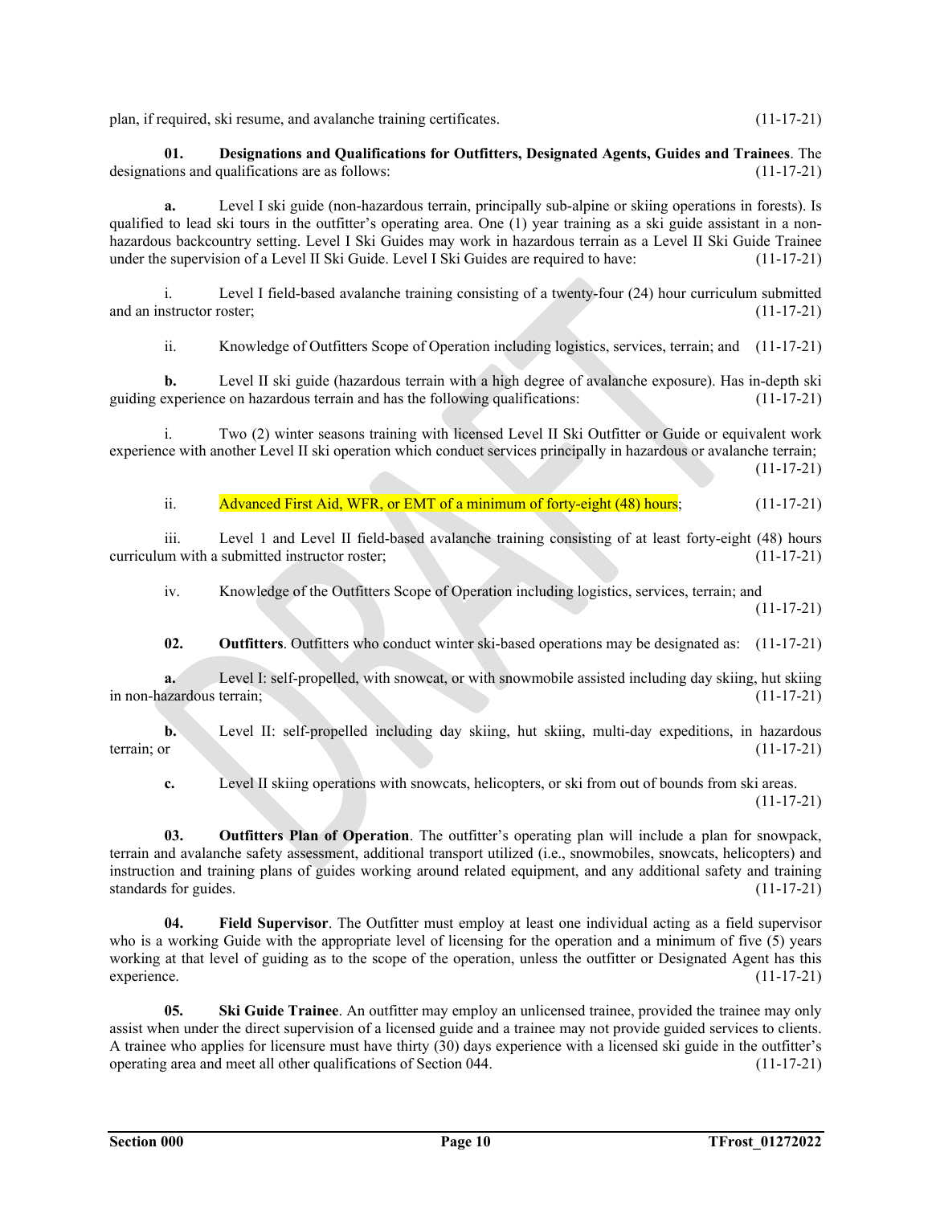plan, if required, ski resume, and avalanche training certificates. (11-17-21)

**01. Designations and Qualifications for Outfitters, Designated Agents, Guides and Trainees**. The designations and qualifications are as follows: (11-17-21)

**a.** Level I ski guide (non-hazardous terrain, principally sub-alpine or skiing operations in forests). Is qualified to lead ski tours in the outfitter's operating area. One (1) year training as a ski guide assistant in a non-hazardous backcountry setting. Level I Ski Guides may work in hazardous terrain as a Level II Ski Guide Trainee under the supervision of a Level II Ski Guide. Level I Ski Guides are required to have: (11-17-21)

i. Level I field-based avalanche training consisting of a twenty-four (24) hour curriculum submitted and an instructor roster; (11-17-21)

ii. Knowledge of Outfitters Scope of Operation including logistics, services, terrain; and (11-17-21)

**b.** Level II ski guide (hazardous terrain with a high degree of avalanche exposure). Has in-depth ski guiding experience on hazardous terrain and has the following qualifications: (11-17-21)

i. Two (2) winter seasons training with licensed Level II Ski Outfitter or Guide or equivalent work experience with another Level II ski operation which conduct services principally in hazardous or avalanche terrain; (11-17-21)

ii. Advanced First Aid, WFR, or EMT of a minimum of forty-eight (48) hours; (11-17-21)

iii. Level 1 and Level II field-based avalanche training consisting of at least forty-eight (48) hours curriculum with a submitted instructor roster; (11-17-21)

iv. Knowledge of the Outfitters Scope of Operation including logistics, services, terrain; and (11-17-21)

**02. Outfitters**. Outfitters who conduct winter ski-based operations may be designated as: (11-17-21)

**a.** Level I: self-propelled, with snowcat, or with snowmobile assisted including day skiing, hut skiing in non-hazardous terrain; (11-17-21)

**b.** Level II: self-propelled including day skiing, hut skiing, multi-day expeditions, in hazardous terrain; or (11-17-21)

**c.** Level II skiing operations with snowcats, helicopters, or ski from out of bounds from ski areas. (11-17-21)

**03. Outfitters Plan of Operation**. The outfitter's operating plan will include a plan for snowpack, terrain and avalanche safety assessment, additional transport utilized (i.e., snowmobiles, snowcats, helicopters) and instruction and training plans of guides working around related equipment, and any additional safety and training standards for guides. (11-17-21)

**04. Field Supervisor**. The Outfitter must employ at least one individual acting as a field supervisor who is a working Guide with the appropriate level of licensing for the operation and a minimum of five (5) years working at that level of guiding as to the scope of the operation, unless the outfitter or Designated Agent has this experience. (11-17-21)

**05. Ski Guide Trainee**. An outfitter may employ an unlicensed trainee, provided the trainee may only assist when under the direct supervision of a licensed guide and a trainee may not provide guided services to clients. A trainee who applies for licensure must have thirty (30) days experience with a licensed ski guide in the outfitter's operating area and meet all other qualifications of Section 044. (11-17-21)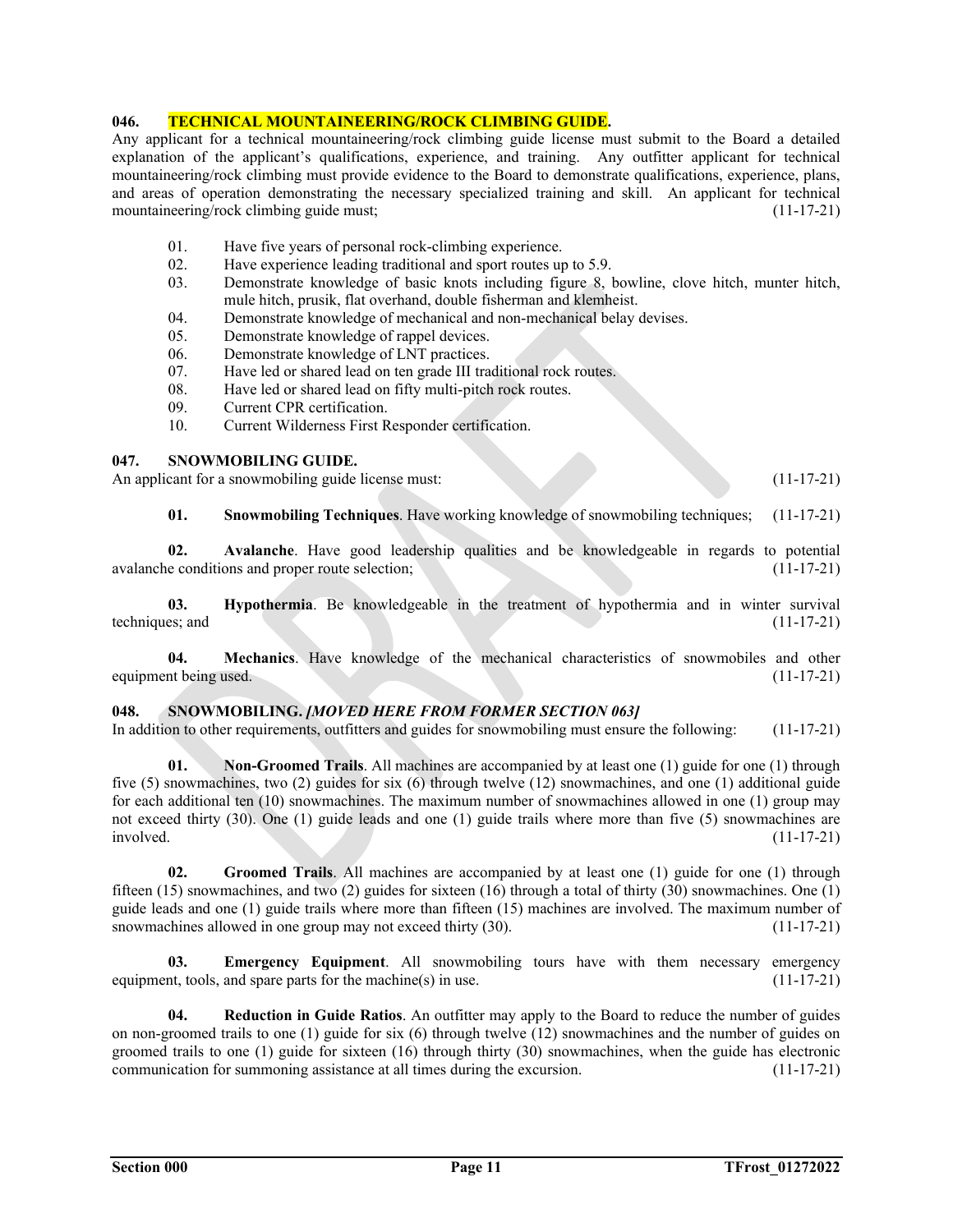### 046. TECHNICAL MOUNTAINEERING/ROCK CLIMBING GUIDE.

Any applicant for a technical mountaineering/rock climbing guide license must submit to the Board a detailed explanation of the applicant's qualifications, experience, and training. Any outfitter applicant for technical mountaineering/rock climbing must provide evidence to the Board to demonstrate qualifications, experience, plans, and areas of operation demonstrating the necessary specialized training and skill. An applicant for technical mountaineering/rock climbing guide must; (11-17-21)

01. Have five years of personal rock-climbing experience.
02. Have experience leading traditional and sport routes up to 5.9.
03. Demonstrate knowledge of basic knots including figure 8, bowline, clove hitch, munter hitch, mule hitch, prusik, flat overhand, double fisherman and klemheist.
04. Demonstrate knowledge of mechanical and non-mechanical belay devises.
05. Demonstrate knowledge of rappel devices.
06. Demonstrate knowledge of LNT practices.
07. Have led or shared lead on ten grade III traditional rock routes.
08. Have led or shared lead on fifty multi-pitch rock routes.
09. Current CPR certification.
10. Current Wilderness First Responder certification.

### 047. SNOWMOBILING GUIDE.

An applicant for a snowmobiling guide license must: (11-17-21)

**01. Snowmobiling Techniques**. Have working knowledge of snowmobiling techniques; (11-17-21)

**02. Avalanche**. Have good leadership qualities and be knowledgeable in regards to potential avalanche conditions and proper route selection; (11-17-21)

**03. Hypothermia**. Be knowledgeable in the treatment of hypothermia and in winter survival techniques; and (11-17-21)

**04. Mechanics**. Have knowledge of the mechanical characteristics of snowmobiles and other equipment being used. (11-17-21)

### 048. SNOWMOBILING. *[MOVED HERE FROM FORMER SECTION 063]*

In addition to other requirements, outfitters and guides for snowmobiling must ensure the following: (11-17-21)

**01. Non-Groomed Trails**. All machines are accompanied by at least one (1) guide for one (1) through five (5) snowmachines, two (2) guides for six (6) through twelve (12) snowmachines, and one (1) additional guide for each additional ten (10) snowmachines. The maximum number of snowmachines allowed in one (1) group may not exceed thirty (30). One (1) guide leads and one (1) guide trails where more than five (5) snowmachines are involved. (11-17-21)

**02. Groomed Trails**. All machines are accompanied by at least one (1) guide for one (1) through fifteen (15) snowmachines, and two (2) guides for sixteen (16) through a total of thirty (30) snowmachines. One (1) guide leads and one (1) guide trails where more than fifteen (15) machines are involved. The maximum number of snowmachines allowed in one (1) group may not exceed thirty (30). (11-17-21)

**03. Emergency Equipment**. All snowmobiling tours have with them necessary emergency equipment, tools, and spare parts for the machine(s) in use. (11-17-21)

**04. Reduction in Guide Ratios**. An outfitter may apply to the Board to reduce the number of guides on non-groomed trails to one (1) guide for six (6) through twelve (12) snowmachines and the number of guides on groomed trails to one (1) guide for sixteen (16) through thirty (30) snowmachines, when the guide has electronic communication for summoning assistance at all times during the excursion. (11-17-21)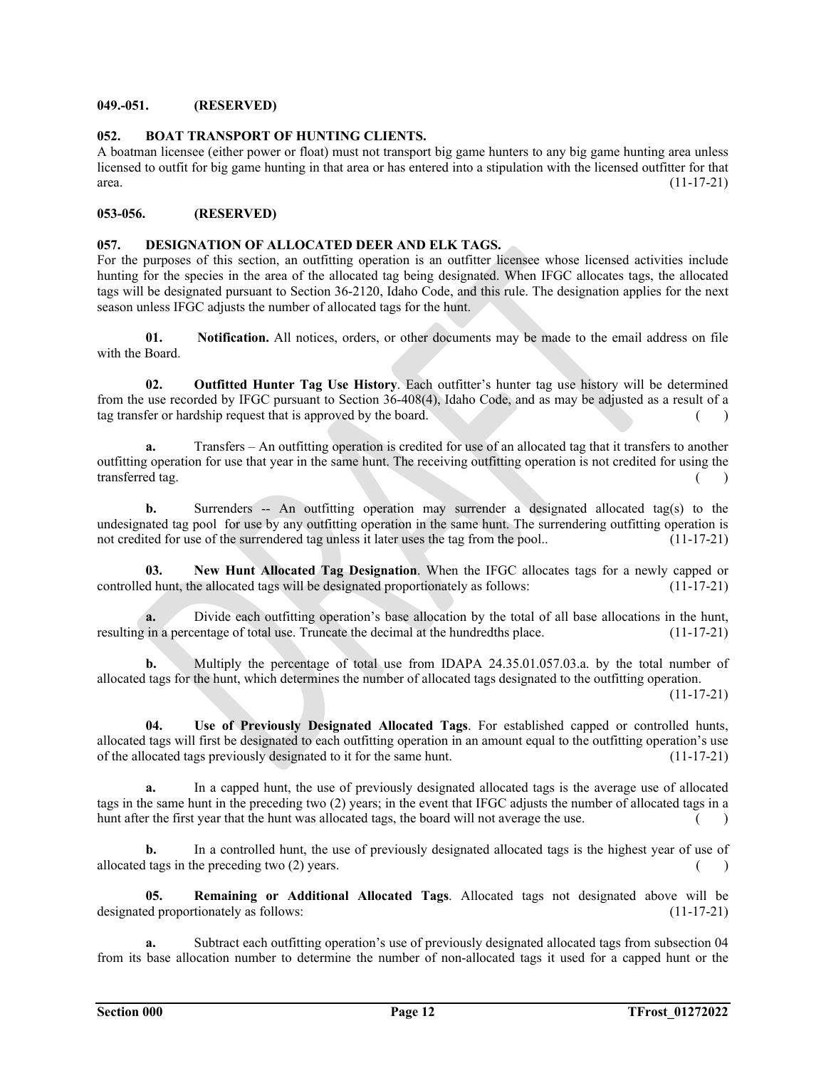**049.-051. (RESERVED)**

**052. BOAT TRANSPORT OF HUNTING CLIENTS.**

A boatman licensee (either power or float) must not transport big game hunters to any big game hunting area unless licensed to outfit for big game hunting in that area or has entered into a stipulation with the licensed outfitter for that area. (11-17-21)

**053-056. (RESERVED)**

**057. DESIGNATION OF ALLOCATED DEER AND ELK TAGS.**

For the purposes of this section, an outfitting operation is an outfitter licensee whose licensed activities include hunting for the species in the area of the allocated tag being designated. When IFGC allocates tags, the allocated tags will be designated pursuant to Section 36-2120, Idaho Code, and this rule. The designation applies for the next season unless IFGC adjusts the number of allocated tags for the hunt.

**01. Notification.** All notices, orders, or other documents may be made to the email address on file with the Board.

**02. Outfitted Hunter Tag Use History**. Each outfitter's hunter tag use history will be determined from the use recorded by IFGC pursuant to Section 36-408(4), Idaho Code, and as may be adjusted as a result of a tag transfer or hardship request that is approved by the board. ( )

**a.** Transfers – An outfitting operation is credited for use of an allocated tag that it transfers to another outfitting operation for use that year in the same hunt. The receiving outfitting operation is not credited for using the transferred tag. ( )

**b.** Surrenders -- An outfitting operation may surrender a designated allocated tag(s) to the undesignated tag pool for use by any outfitting operation in the same hunt. The surrendering outfitting operation is not credited for use of the surrendered tag unless it later uses the tag from the pool.. (11-17-21)

**03. New Hunt Allocated Tag Designation**. When the IFGC allocates tags for a newly capped or controlled hunt, the allocated tags will be designated proportionately as follows: (11-17-21)

**a.** Divide each outfitting operation's base allocation by the total of all base allocations in the hunt, resulting in a percentage of total use. Truncate the decimal at the hundredths place. (11-17-21)

**b.** Multiply the percentage of total use from IDAPA 24.35.01.057.03.a. by the total number of allocated tags for the hunt, which determines the number of allocated tags designated to the outfitting operation. (11-17-21)

**04. Use of Previously Designated Allocated Tags**. For established capped or controlled hunts, allocated tags will first be designated to each outfitting operation in an amount equal to the outfitting operation's use of the allocated tags previously designated to it for the same hunt. (11-17-21)

**a.** In a capped hunt, the use of previously designated allocated tags is the average use of allocated tags in the same hunt in the preceding two (2) years; in the event that IFGC adjusts the number of allocated tags in a hunt after the first year that the hunt was allocated tags, the board will not average the use. ( )

**b.** In a controlled hunt, the use of previously designated allocated tags is the highest year of use of allocated tags in the preceding two (2) years. ( )

**05. Remaining or Additional Allocated Tags**. Allocated tags not designated above will be designated proportionately as follows: (11-17-21)

**a.** Subtract each outfitting operation's use of previously designated allocated tags from subsection 04 from its base allocation number to determine the number of non-allocated tags it used for a capped hunt or the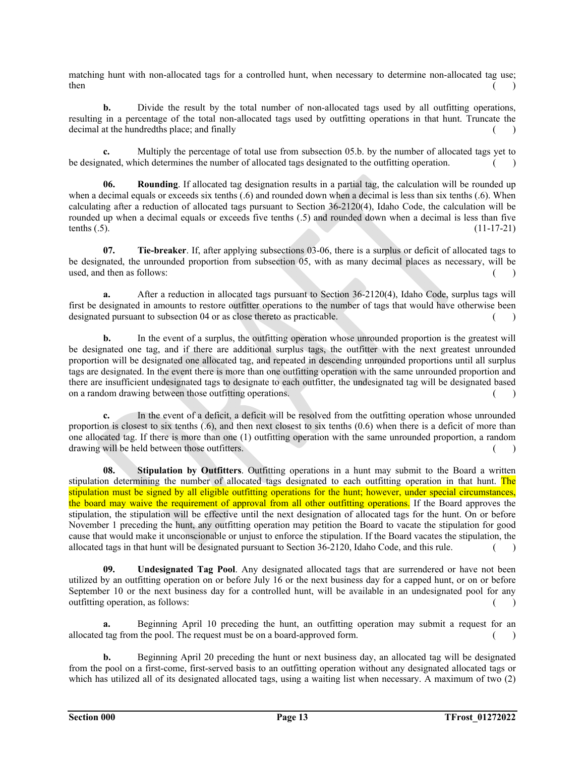matching hunt with non-allocated tags for a controlled hunt, when necessary to determine non-allocated tag use; then ( )

**b.** Divide the result by the total number of non-allocated tags used by all outfitting operations, resulting in a percentage of the total non-allocated tags used by outfitting operations in that hunt. Truncate the decimal at the hundredths place; and finally ( )

**c.** Multiply the percentage of total use from subsection 05.b. by the number of allocated tags yet to be designated, which determines the number of allocated tags designated to the outfitting operation. ( )

**06. Rounding**. If allocated tag designation results in a partial tag, the calculation will be rounded up when a decimal equals or exceeds six tenths (.6) and rounded down when a decimal is less than six tenths (.6). When calculating after a reduction of allocated tags pursuant to Section 36-2120(4), Idaho Code, the calculation will be rounded up when a decimal equals or exceeds five tenths (.5) and rounded down when a decimal is less than five tenths (.5). (11-17-21)

**07. Tie-breaker**. If, after applying subsections 03-06, there is a surplus or deficit of allocated tags to be designated, the unrounded proportion from subsection 05, with as many decimal places as necessary, will be used, and then as follows: ( )

**a.** After a reduction in allocated tags pursuant to Section 36-2120(4), Idaho Code, surplus tags will first be designated in amounts to restore outfitter operations to the number of tags that would have otherwise been designated pursuant to subsection 04 or as close thereto as practicable. ( )

**b.** In the event of a surplus, the outfitting operation whose unrounded proportion is the greatest will be designated one tag, and if there are additional surplus tags, the outfitter with the next greatest unrounded proportion will be designated one allocated tag, and repeated in descending unrounded proportions until all surplus tags are designated. In the event there is more than one outfitting operation with the same unrounded proportion and there are insufficient undesignated tags to designate to each outfitter, the undesignated tag will be designated based on a random drawing between those outfitting operations. ( )

**c.** In the event of a deficit, a deficit will be resolved from the outfitting operation whose unrounded proportion is closest to six tenths (.6), and then next closest to six tenths (0.6) when there is a deficit of more than one allocated tag. If there is more than one (1) outfitting operation with the same unrounded proportion, a random drawing will be held between those outfitters. ( )

**08. Stipulation by Outfitters**. Outfitting operations in a hunt may submit to the Board a written stipulation determining the number of allocated tags designated to each outfitting operation in that hunt. The stipulation must be signed by all eligible outfitting operations for the hunt; however, under special circumstances, the board may waive the requirement of approval from all other outfitting operations. If the Board approves the stipulation, the stipulation will be effective until the next designation of allocated tags for the hunt. On or before November 1 preceding the hunt, any outfitting operation may petition the Board to vacate the stipulation for good cause that would make it unconscionable or unjust to enforce the stipulation. If the Board vacates the stipulation, the allocated tags in that hunt will be designated pursuant to Section 36-2120, Idaho Code, and this rule. ( )

**09. Undesignated Tag Pool**. Any designated allocated tags that are surrendered or have not been utilized by an outfitting operation on or before July 16 or the next business day for a capped hunt, or on or before September 10 or the next business day for a controlled hunt, will be available in an undesignated pool for any outfitting operation, as follows: ( )

**a.** Beginning April 10 preceding the hunt, an outfitting operation may submit a request for an allocated tag from the pool. The request must be on a board-approved form. ( )

**b.** Beginning April 20 preceding the hunt or next business day, an allocated tag will be designated from the pool on a first-come, first-served basis to an outfitting operation without any designated allocated tags or which has utilized all of its designated allocated tags, using a waiting list when necessary. A maximum of two (2)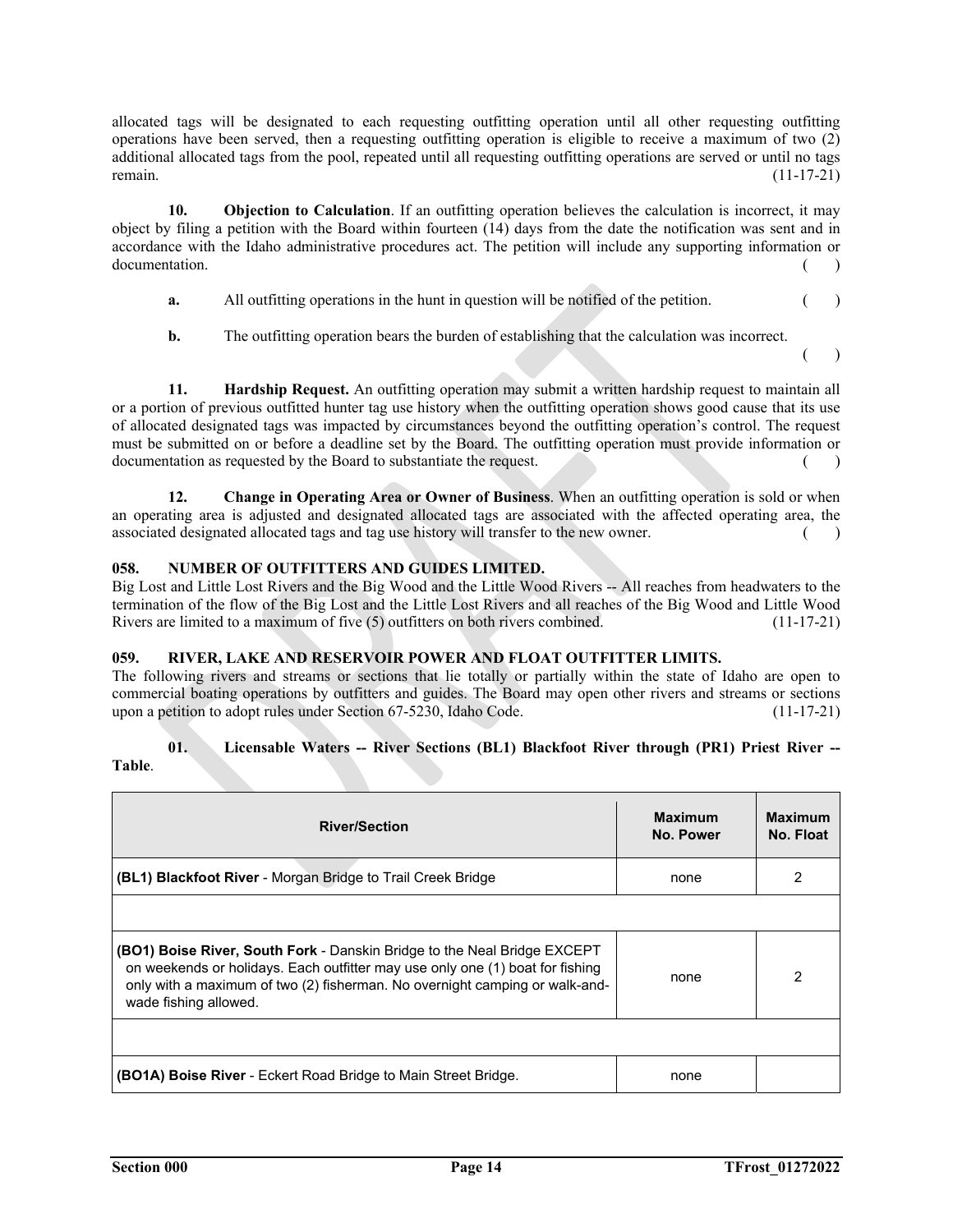allocated tags will be designated to each requesting outfitting operation until all other requesting outfitting operations have been served, then a requesting outfitting operation is eligible to receive a maximum of two (2) additional allocated tags from the pool, repeated until all requesting outfitting operations are served or until no tags remain. (11-17-21)

**10. Objection to Calculation**. If an outfitting operation believes the calculation is incorrect, it may object by filing a petition with the Board within fourteen (14) days from the date the notification was sent and in accordance with the Idaho administrative procedures act. The petition will include any supporting information or documentation. ( )

**a.** All outfitting operations in the hunt in question will be notified of the petition. ( )

**b.** The outfitting operation bears the burden of establishing that the calculation was incorrect. ( )

**11. Hardship Request.** An outfitting operation may submit a written hardship request to maintain all or a portion of previous outfitted hunter tag use history when the outfitting operation shows good cause that its use of allocated designated tags was impacted by circumstances beyond the outfitting operation's control. The request must be submitted on or before a deadline set by the Board. The outfitting operation must provide information or documentation as requested by the Board to substantiate the request. ( )

**12. Change in Operating Area or Owner of Business**. When an outfitting operation is sold or when an operating area is adjusted and designated allocated tags are associated with the affected operating area, the associated designated allocated tags and tag use history will transfer to the new owner. ( )

## 058. NUMBER OF OUTFITTERS AND GUIDES LIMITED.

Big Lost and Little Lost Rivers and the Big Wood and the Little Wood Rivers -- All reaches from headwaters to the termination of the flow of the Big Lost and the Little Lost Rivers and all reaches of the Big Wood and Little Wood Rivers are limited to a maximum of five (5) outfitters on both rivers combined. (11-17-21)

## 059. RIVER, LAKE AND RESERVOIR POWER AND FLOAT OUTFITTER LIMITS.

The following rivers and streams or sections that lie totally or partially within the state of Idaho are open to commercial boating operations by outfitters and guides. The Board may open other rivers and streams or sections upon a petition to adopt rules under Section 67-5230, Idaho Code. (11-17-21)

**01. Licensable Waters -- River Sections (BL1) Blackfoot River through (PR1) Priest River -- Table**.

| River/Section | Maximum No. Power | Maximum No. Float |
|---|---|---|
| **(BL1) Blackfoot River** - Morgan Bridge to Trail Creek Bridge | none | 2 |
| | | |
| **(BO1) Boise River, South Fork** - Danskin Bridge to the Neal Bridge EXCEPT on weekends or holidays. Each outfitter may use only one (1) boat for fishing only with a maximum of two (2) fisherman. No overnight camping or walk-and-wade fishing allowed. | none | 2 |
| | | |
| **(BO1A) Boise River** - Eckert Road Bridge to Main Street Bridge. | none | |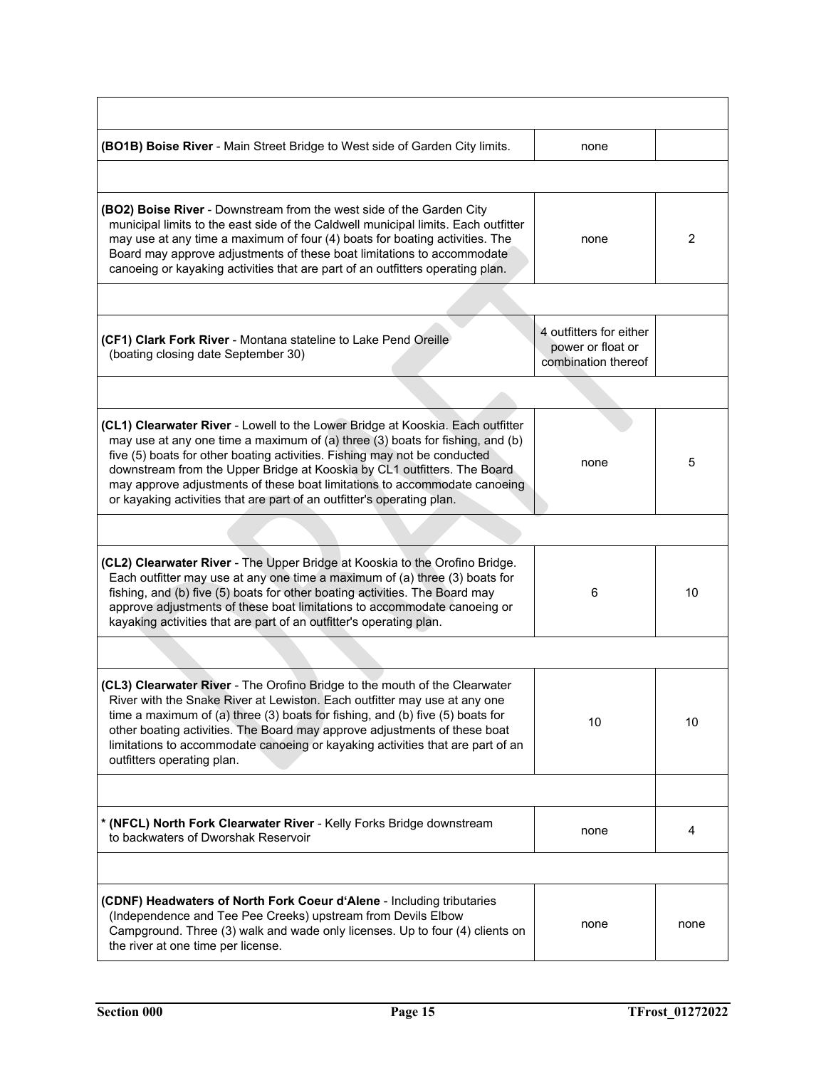| River Segment | | |
|---|---|---|
| **(BO1B) Boise River** - Main Street Bridge to West side of Garden City limits. | none | |
| | | |
| **(BO2) Boise River** - Downstream from the west side of the Garden City municipal limits to the east side of the Caldwell municipal limits. Each outfitter may use at any time a maximum of four (4) boats for boating activities. The Board may approve adjustments of these boat limitations to accommodate canoeing or kayaking activities that are part of an outfitters operating plan. | none | 2 |
| | | |
| **(CF1) Clark Fork River** - Montana stateline to Lake Pend Oreille (boating closing date September 30) | 4 outfitters for either power or float or combination thereof | |
| | | |
| **(CL1) Clearwater River** - Lowell to the Lower Bridge at Kooskia. Each outfitter may use at any one time a maximum of (a) three (3) boats for fishing, and (b) five (5) boats for other boating activities. Fishing may not be conducted downstream from the Upper Bridge at Kooskia by CL1 outfitters. The Board may approve adjustments of these boat limitations to accommodate canoeing or kayaking activities that are part of an outfitter's operating plan. | none | 5 |
| | | |
| **(CL2) Clearwater River** - The Upper Bridge at Kooskia to the Orofino Bridge. Each outfitter may use at any one time a maximum of (a) three (3) boats for fishing, and (b) five (5) boats for other boating activities. The Board may approve adjustments of these boat limitations to accommodate canoeing or kayaking activities that are part of an outfitter's operating plan. | 6 | 10 |
| | | |
| **(CL3) Clearwater River** - The Orofino Bridge to the mouth of the Clearwater River with the Snake River at Lewiston. Each outfitter may use at any one time a maximum of (a) three (3) boats for fishing, and (b) five (5) boats for other boating activities. The Board may approve adjustments of these boat limitations to accommodate canoeing or kayaking activities that are part of an outfitters operating plan. | 10 | 10 |
| | | |
| * **(NFCL) North Fork Clearwater River** - Kelly Forks Bridge downstream to backwaters of Dworshak Reservoir | none | 4 |
| | | |
| **(CDNF) Headwaters of North Fork Coeur d'Alene** - Including tributaries (Independence and Tee Pee Creeks) upstream from Devils Elbow Campground. Three (3) walk and wade only licenses. Up to four (4) clients on the river at one time per license. | none | none |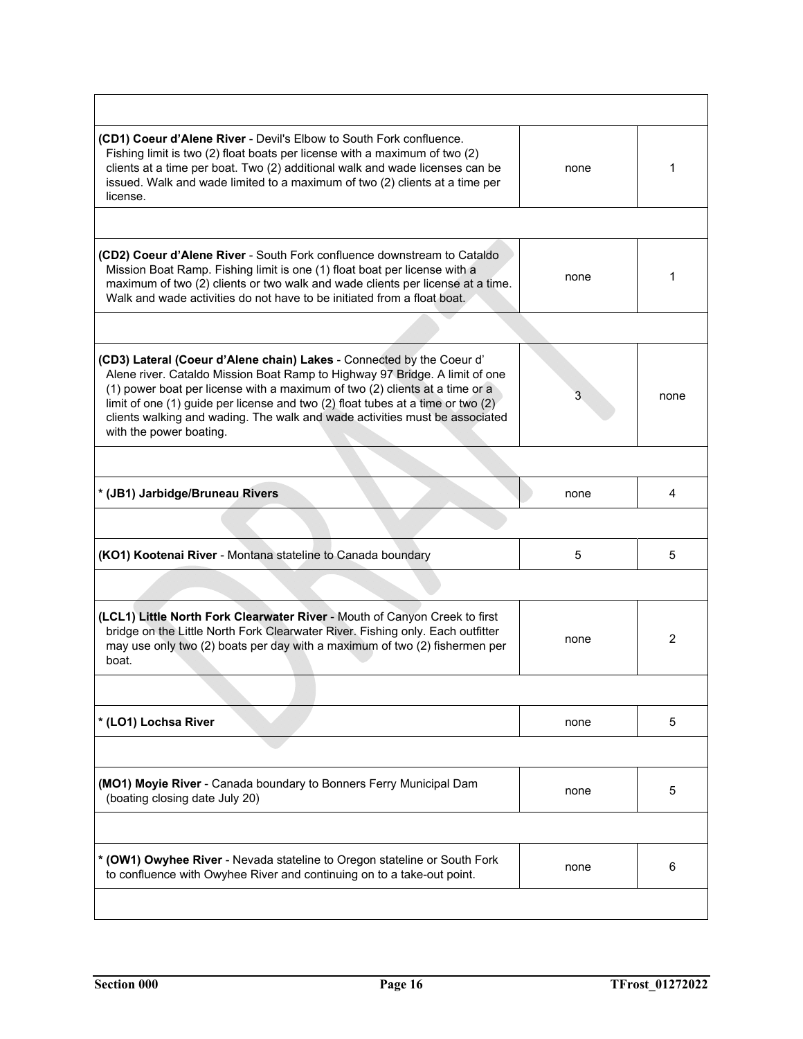| | | |
|---|---|---|
| **(CD1) Coeur d'Alene River** - Devil's Elbow to South Fork confluence. Fishing limit is two (2) float boats per license with a maximum of two (2) clients at a time per boat. Two (2) additional walk and wade licenses can be issued. Walk and wade limited to a maximum of two (2) clients at a time per license. | none | 1 |
| | | |
| **(CD2) Coeur d'Alene River** - South Fork confluence downstream to Cataldo Mission Boat Ramp. Fishing limit is one (1) float boat per license with a maximum of two (2) clients or two walk and wade clients per license at a time. Walk and wade activities do not have to be initiated from a float boat. | none | 1 |
| | | |
| **(CD3) Lateral (Coeur d'Alene chain) Lakes** - Connected by the Coeur d' Alene river. Cataldo Mission Boat Ramp to Highway 97 Bridge. A limit of one (1) power boat per license with a maximum of two (2) clients at a time or a limit of one (1) guide per license and two (2) float tubes at a time or two (2) clients walking and wading. The walk and wade activities must be associated with the power boating. | 3 | none |
| | | |
| *** (JB1) Jarbidge/Bruneau Rivers** | none | 4 |
| | | |
| **(KO1) Kootenai River** - Montana stateline to Canada boundary | 5 | 5 |
| | | |
| **(LCL1) Little North Fork Clearwater River** - Mouth of Canyon Creek to first bridge on the Little North Fork Clearwater River. Fishing only. Each outfitter may use only two (2) boats per day with a maximum of two (2) fishermen per boat. | none | 2 |
| | | |
| *** (LO1) Lochsa River** | none | 5 |
| | | |
| **(MO1) Moyie River** - Canada boundary to Bonners Ferry Municipal Dam (boating closing date July 20) | none | 5 |
| | | |
| *** (OW1) Owyhee River** - Nevada stateline to Oregon stateline or South Fork to confluence with Owyhee River and continuing on to a take-out point. | none | 6 |
| | | |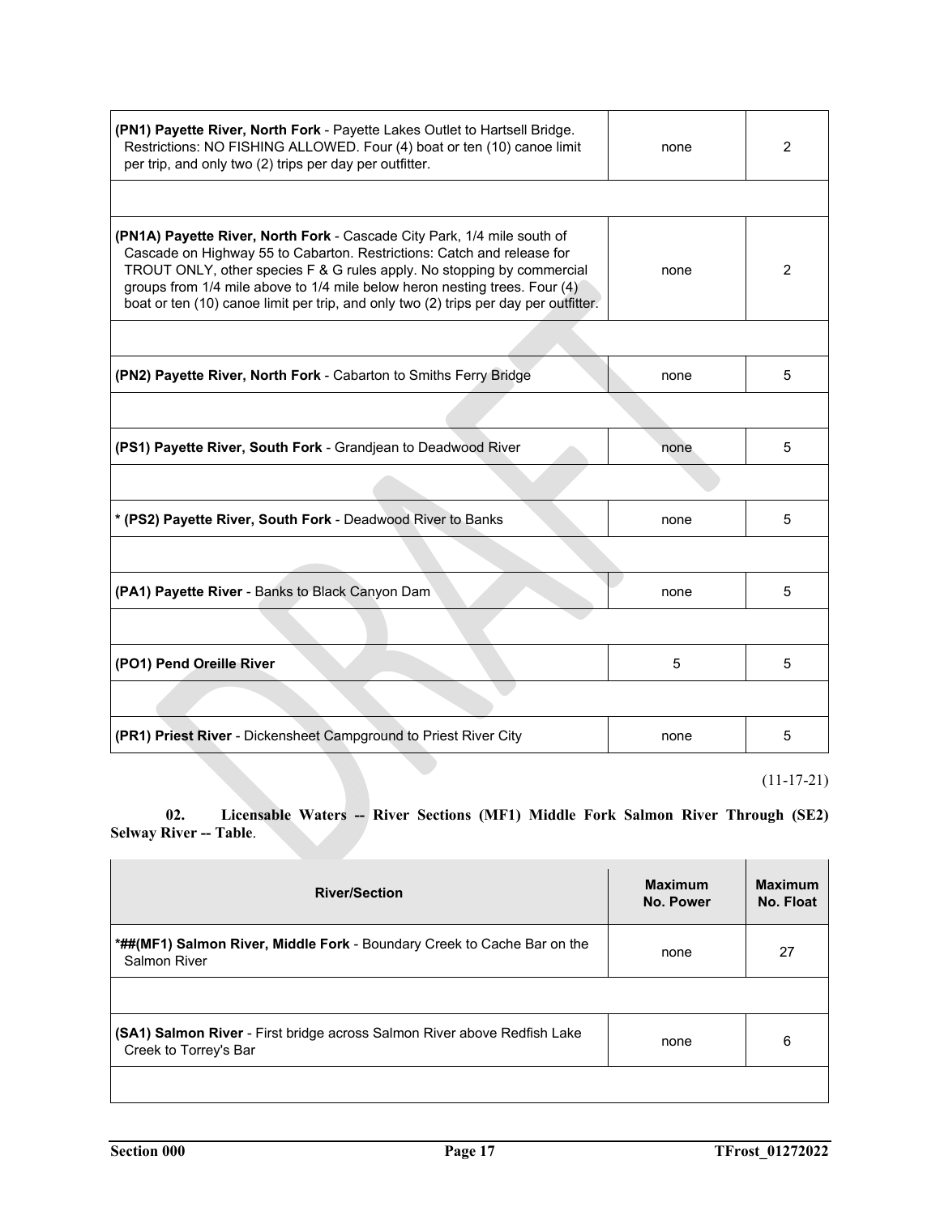| | | |
|---|---|---|
| **(PN1) Payette River, North Fork** - Payette Lakes Outlet to Hartsell Bridge. Restrictions: NO FISHING ALLOWED. Four (4) boat or ten (10) canoe limit per trip, and only two (2) trips per day per outfitter. | none | 2 |
| | | |
| **(PN1A) Payette River, North Fork** - Cascade City Park, 1/4 mile south of Cascade on Highway 55 to Cabarton. Restrictions: Catch and release for TROUT ONLY, other species F & G rules apply. No stopping by commercial groups from 1/4 mile above to 1/4 mile below heron nesting trees. Four (4) boat or ten (10) canoe limit per trip, and only two (2) trips per day per outfitter. | none | 2 |
| | | |
| **(PN2) Payette River, North Fork** - Cabarton to Smiths Ferry Bridge | none | 5 |
| | | |
| **(PS1) Payette River, South Fork** - Grandjean to Deadwood River | none | 5 |
| | | |
| * **(PS2) Payette River, South Fork** - Deadwood River to Banks | none | 5 |
| | | |
| **(PA1) Payette River** - Banks to Black Canyon Dam | none | 5 |
| | | |
| **(PO1) Pend Oreille River** | 5 | 5 |
| | | |
| **(PR1) Priest River** - Dickensheet Campground to Priest River City | none | 5 |

(11-17-21)

**02. Licensable Waters -- River Sections (MF1) Middle Fork Salmon River Through (SE2) Selway River -- Table**.

| River/Section | Maximum No. Power | Maximum No. Float |
|---|---|---|
| ***##(MF1) Salmon River, Middle Fork** - Boundary Creek to Cache Bar on the Salmon River | none | 27 |
| | | |
| **(SA1) Salmon River** - First bridge across Salmon River above Redfish Lake Creek to Torrey's Bar | none | 6 |
| | | |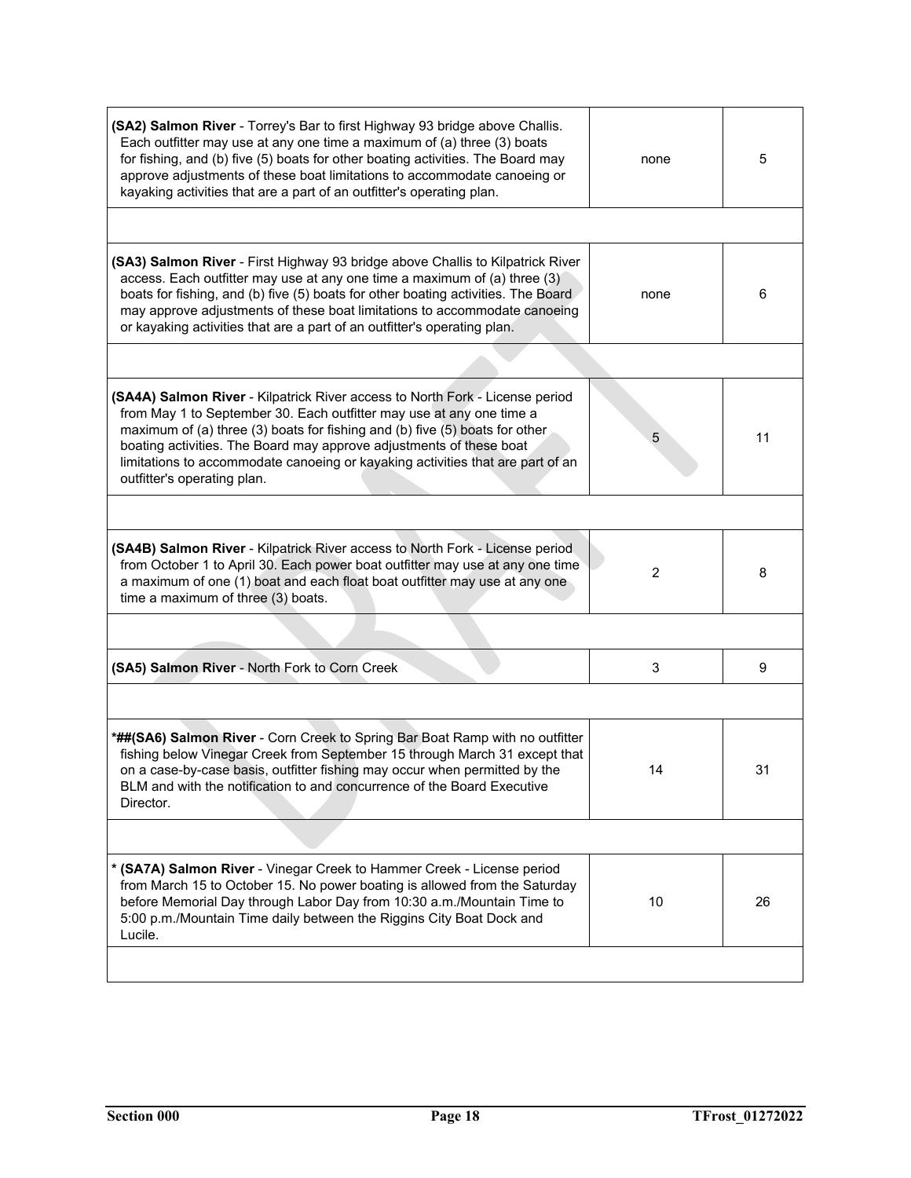| | | |
|---|---|---|
| **(SA2) Salmon River** - Torrey's Bar to first Highway 93 bridge above Challis. Each outfitter may use at any one time a maximum of (a) three (3) boats for fishing, and (b) five (5) boats for other boating activities. The Board may approve adjustments of these boat limitations to accommodate canoeing or kayaking activities that are a part of an outfitter's operating plan. | none | 5 |
| | | |
| **(SA3) Salmon River** - First Highway 93 bridge above Challis to Kilpatrick River access. Each outfitter may use at any one time a maximum of (a) three (3) boats for fishing, and (b) five (5) boats for other boating activities. The Board may approve adjustments of these boat limitations to accommodate canoeing or kayaking activities that are a part of an outfitter's operating plan. | none | 6 |
| | | |
| **(SA4A) Salmon River** - Kilpatrick River access to North Fork - License period from May 1 to September 30. Each outfitter may use at any one time a maximum of (a) three (3) boats for fishing and (b) five (5) boats for other boating activities. The Board may approve adjustments of these boat limitations to accommodate canoeing or kayaking activities that are part of an outfitter's operating plan. | 5 | 11 |
| | | |
| **(SA4B) Salmon River** - Kilpatrick River access to North Fork - License period from October 1 to April 30. Each power boat outfitter may use at any one time a maximum of one (1) boat and each float boat outfitter may use at any one time a maximum of three (3) boats. | 2 | 8 |
| | | |
| **(SA5) Salmon River** - North Fork to Corn Creek | 3 | 9 |
| | | |
| ***##(SA6) Salmon River** - Corn Creek to Spring Bar Boat Ramp with no outfitter fishing below Vinegar Creek from September 15 through March 31 except that on a case-by-case basis, outfitter fishing may occur when permitted by the BLM and with the notification to and concurrence of the Board Executive Director. | 14 | 31 |
| | | |
| *** (SA7A) Salmon River** - Vinegar Creek to Hammer Creek - License period from March 15 to October 15. No power boating is allowed from the Saturday before Memorial Day through Labor Day from 10:30 a.m./Mountain Time to 5:00 p.m./Mountain Time daily between the Riggins City Boat Dock and Lucile. | 10 | 26 |
| | | |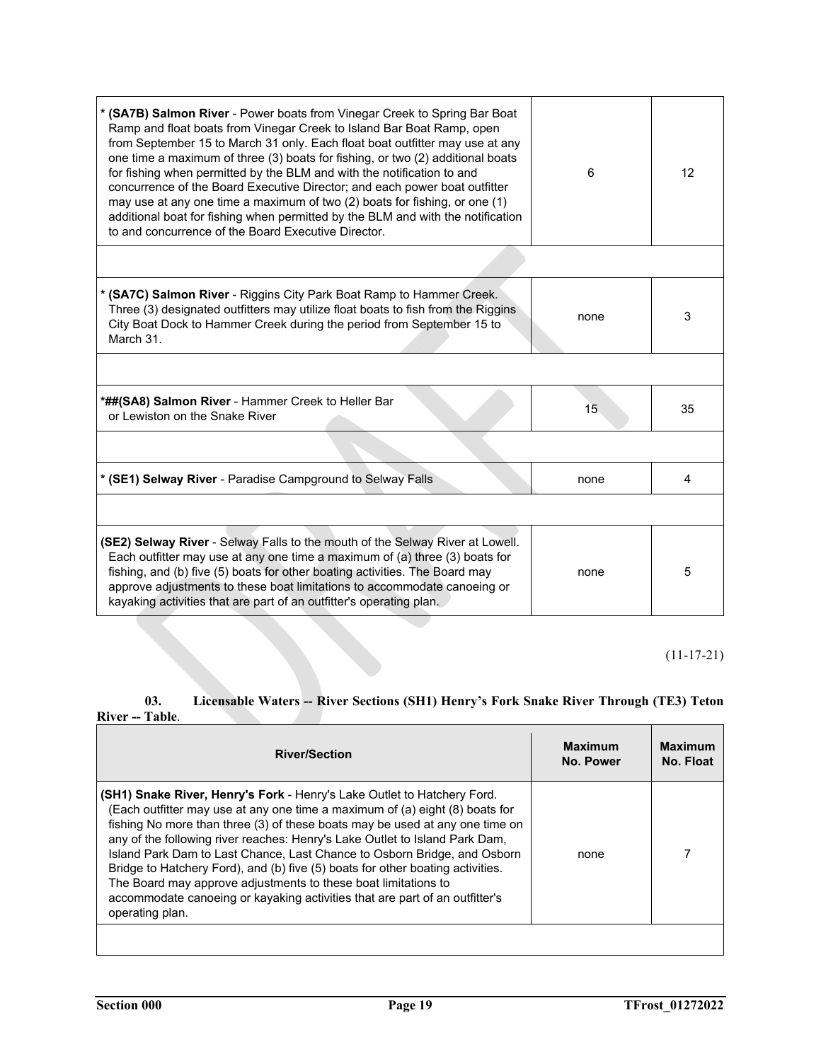| | | |
|---|---|---|
| * **(SA7B) Salmon River** - Power boats from Vinegar Creek to Spring Bar Boat Ramp and float boats from Vinegar Creek to Island Bar Boat Ramp, open from September 15 to March 31 only. Each float boat outfitter may use at any one time a maximum of three (3) boats for fishing, or two (2) additional boats for fishing when permitted by the BLM and with the notification to and concurrence of the Board Executive Director; and each power boat outfitter may use at any one time a maximum of two (2) boats for fishing, or one (1) additional boat for fishing when permitted by the BLM and with the notification to and concurrence of the Board Executive Director. | 6 | 12 |
| | | |
| * **(SA7C) Salmon River** - Riggins City Park Boat Ramp to Hammer Creek. Three (3) designated outfitters may utilize float boats to fish from the Riggins City Boat Dock to Hammer Creek during the period from September 15 to March 31. | none | 3 |
| | | |
| *##**(SA8) Salmon River** - Hammer Creek to Heller Bar or Lewiston on the Snake River | 15 | 35 |
| | | |
| * **(SE1) Selway River** - Paradise Campground to Selway Falls | none | 4 |
| | | |
| **(SE2) Selway River** - Selway Falls to the mouth of the Selway River at Lowell. Each outfitter may use at any one time a maximum of (a) three (3) boats for fishing, and (b) five (5) boats for other boating activities. The Board may approve adjustments to these boat limitations to accommodate canoeing or kayaking activities that are part of an outfitter's operating plan. | none | 5 |

(11-17-21)

**03. Licensable Waters -- River Sections (SH1) Henry's Fork Snake River Through (TE3) Teton River -- Table**.

| River/Section | Maximum No. Power | Maximum No. Float |
|---|---|---|
| **(SH1) Snake River, Henry's Fork** - Henry's Lake Outlet to Hatchery Ford. (Each outfitter may use at any one time a maximum of (a) eight (8) boats for fishing No more than three (3) of these boats may be used at any one time on any of the following river reaches: Henry's Lake Outlet to Island Park Dam, Island Park Dam to Last Chance, Last Chance to Osborn Bridge, and Osborn Bridge to Hatchery Ford), and (b) five (5) boats for other boating activities. The Board may approve adjustments to these boat limitations to accommodate canoeing or kayaking activities that are part of an outfitter's operating plan. | none | 7 |
| | | |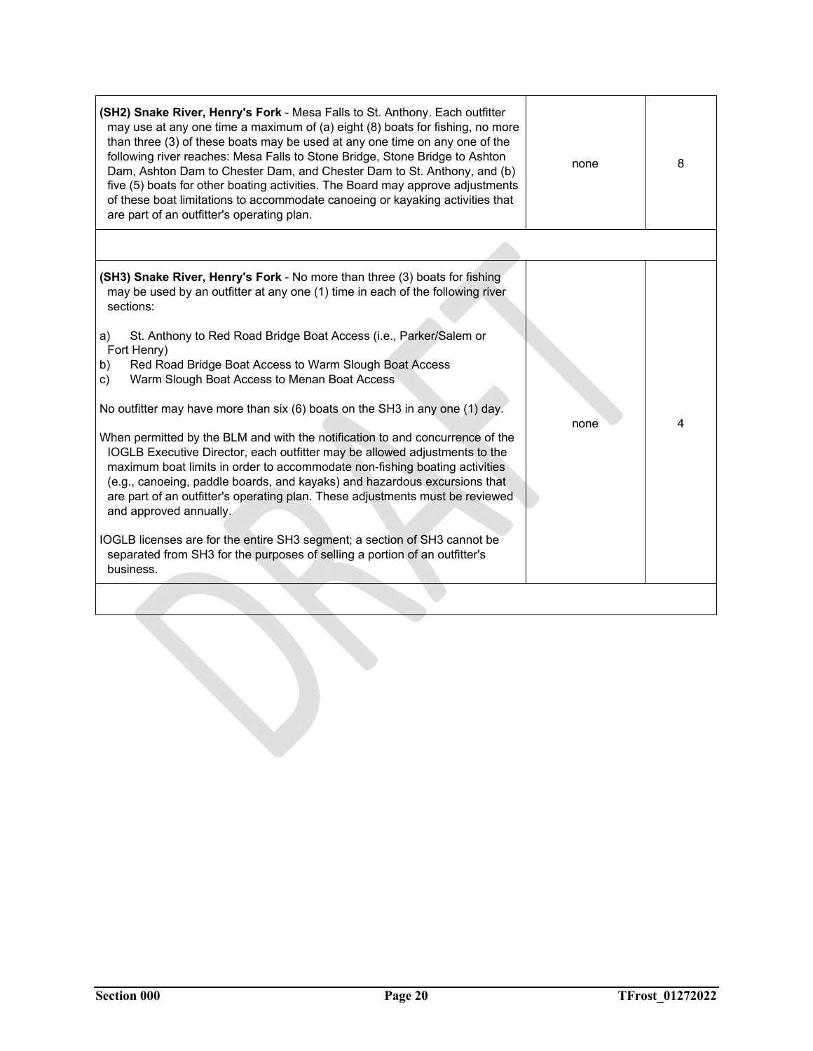| | | |
|---|---|---|
| **(SH2) Snake River, Henry's Fork** - Mesa Falls to St. Anthony. Each outfitter may use at any one time a maximum of (a) eight (8) boats for fishing, no more than three (3) of these boats may be used at any one time on any one of the following river reaches: Mesa Falls to Stone Bridge, Stone Bridge to Ashton Dam, Ashton Dam to Chester Dam, and Chester Dam to St. Anthony, and (b) five (5) boats for other boating activities. The Board may approve adjustments of these boat limitations to accommodate canoeing or kayaking activities that are part of an outfitter's operating plan. | none | 8 |
| | | |
| **(SH3) Snake River, Henry's Fork** - No more than three (3) boats for fishing may be used by an outfitter at any one (1) time in each of the following river sections:<br><br>a) St. Anthony to Red Road Bridge Boat Access (i.e., Parker/Salem or Fort Henry)<br>b) Red Road Bridge Boat Access to Warm Slough Boat Access<br>c) Warm Slough Boat Access to Menan Boat Access<br><br>No outfitter may have more than six (6) boats on the SH3 in any one (1) day.<br><br>When permitted by the BLM and with the notification to and concurrence of the IOGLB Executive Director, each outfitter may be allowed adjustments to the maximum boat limits in order to accommodate non-fishing boating activities (e.g., canoeing, paddle boards, and kayaks) and hazardous excursions that are part of an outfitter's operating plan. These adjustments must be reviewed and approved annually.<br><br>IOGLB licenses are for the entire SH3 segment; a section of SH3 cannot be separated from SH3 for the purposes of selling a portion of an outfitter's business. | none | 4 |
| | | |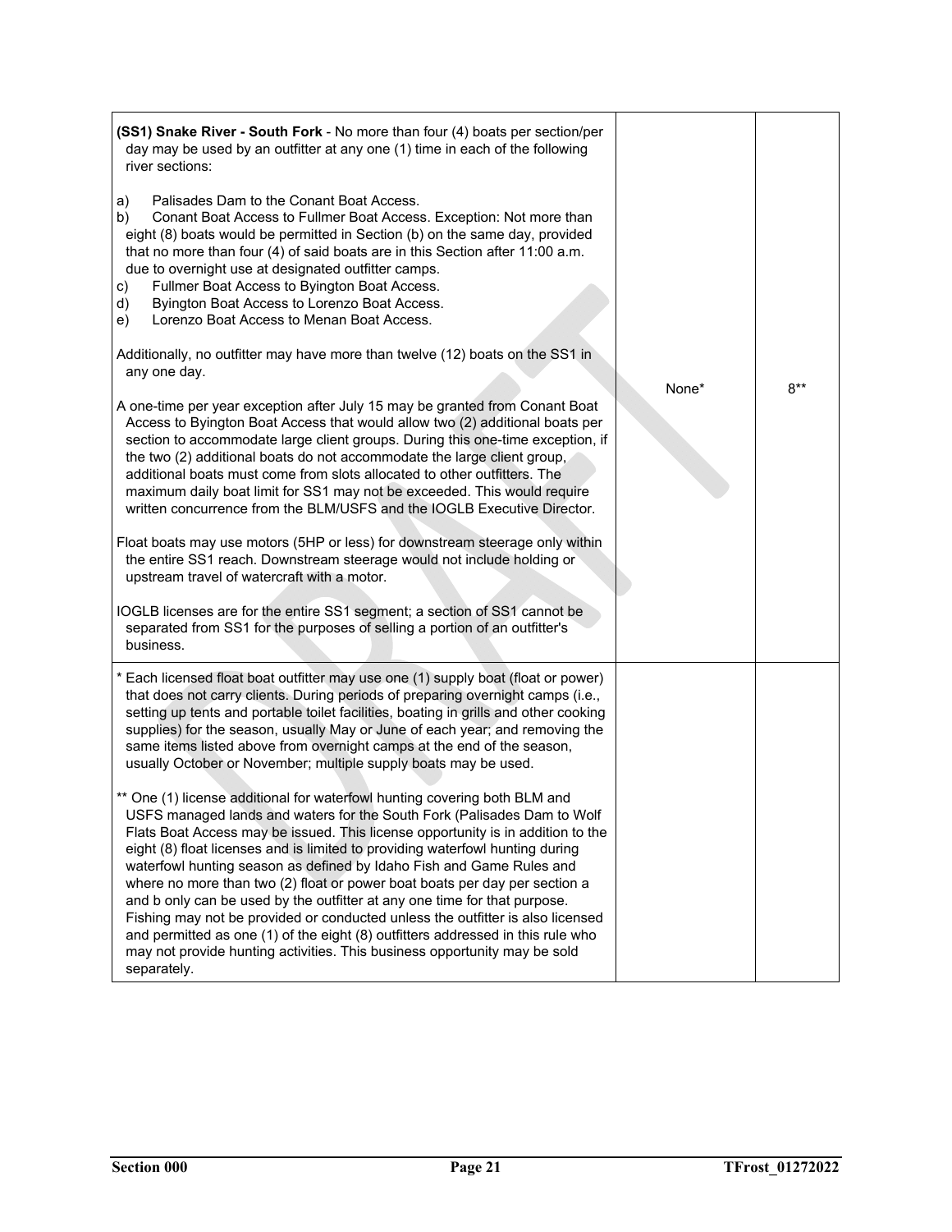| | | |
|---|---|---|
| **(SS1) Snake River - South Fork** - No more than four (4) boats per section/per day may be used by an outfitter at any one (1) time in each of the following river sections:<br><br>a) Palisades Dam to the Conant Boat Access.<br>b) Conant Boat Access to Fullmer Boat Access. Exception: Not more than eight (8) boats would be permitted in Section (b) on the same day, provided that no more than four (4) of said boats are in this Section after 11:00 a.m. due to overnight use at designated outfitter camps.<br>c) Fullmer Boat Access to Byington Boat Access.<br>d) Byington Boat Access to Lorenzo Boat Access.<br>e) Lorenzo Boat Access to Menan Boat Access.<br><br>Additionally, no outfitter may have more than twelve (12) boats on the SS1 in any one day.<br><br>A one-time per year exception after July 15 may be granted from Conant Boat Access to Byington Boat Access that would allow two (2) additional boats per section to accommodate large client groups. During this one-time exception, if the two (2) additional boats do not accommodate the large client group, additional boats must come from slots allocated to other outfitters. The maximum daily boat limit for SS1 may not be exceeded. This would require written concurrence from the BLM/USFS and the IOGLB Executive Director.<br><br>Float boats may use motors (5HP or less) for downstream steerage only within the entire SS1 reach. Downstream steerage would not include holding or upstream travel of watercraft with a motor.<br><br>IOGLB licenses are for the entire SS1 segment; a section of SS1 cannot be separated from SS1 for the purposes of selling a portion of an outfitter's business. | None* | 8** |
| * Each licensed float boat outfitter may use one (1) supply boat (float or power) that does not carry clients. During periods of preparing overnight camps (i.e., setting up tents and portable toilet facilities, boating in grills and other cooking supplies) for the season, usually May or June of each year; and removing the same items listed above from overnight camps at the end of the season, usually October or November; multiple supply boats may be used.<br><br>** One (1) license additional for waterfowl hunting covering both BLM and USFS managed lands and waters for the South Fork (Palisades Dam to Wolf Flats Boat Access may be issued. This license opportunity is in addition to the eight (8) float licenses and is limited to providing waterfowl hunting during waterfowl hunting season as defined by Idaho Fish and Game Rules and where no more than two (2) float or power boat boats per day per section a and b only can be used by the outfitter at any one time for that purpose. Fishing may not be provided or conducted unless the outfitter is also licensed and permitted as one (1) of the eight (8) outfitters addressed in this rule who may not provide hunting activities. This business opportunity may be sold separately. | | |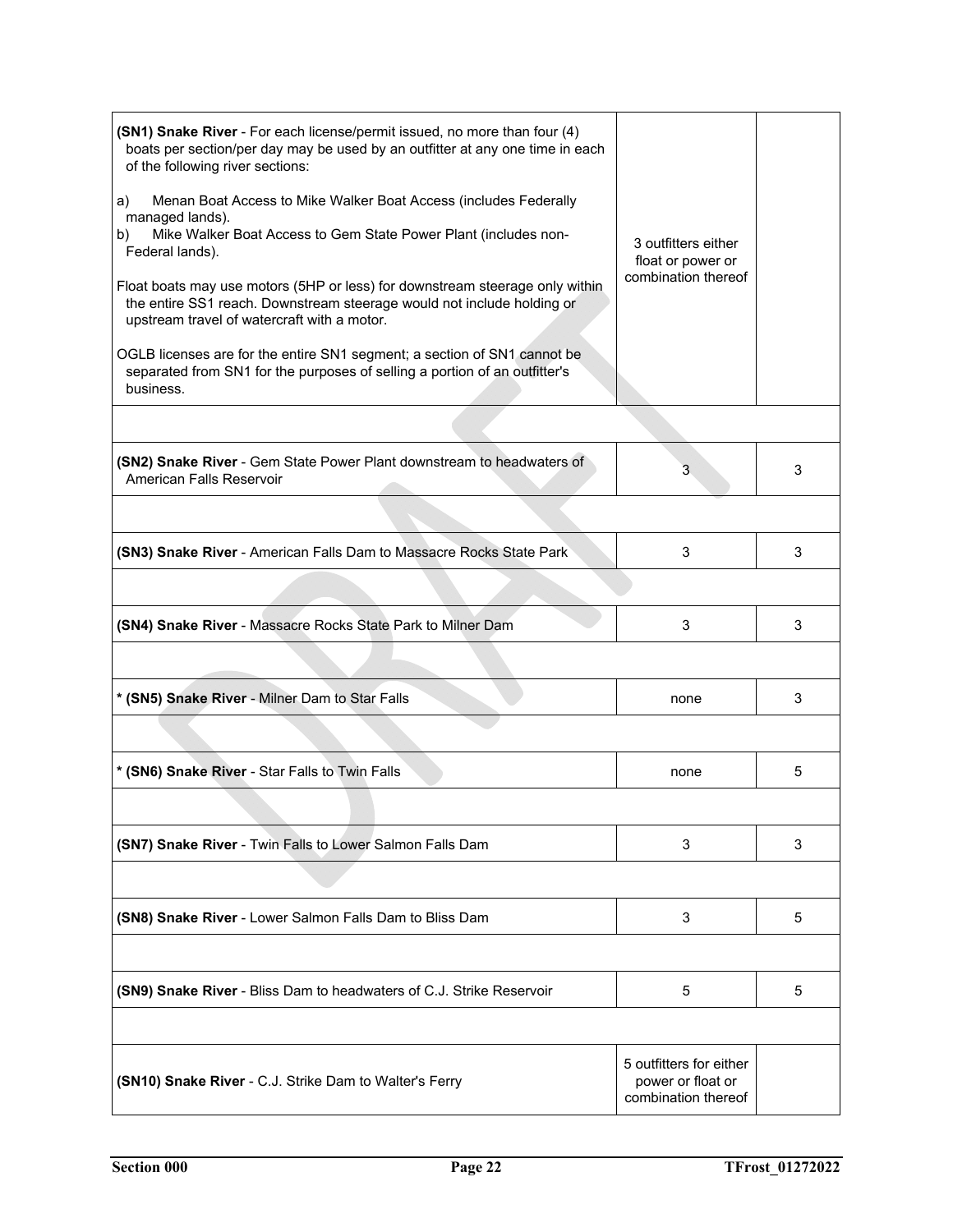| | | |
|---|---|---|
| **(SN1) Snake River** - For each license/permit issued, no more than four (4) boats per section/per day may be used by an outfitter at any one time in each of the following river sections:<br><br>a) Menan Boat Access to Mike Walker Boat Access (includes Federally managed lands).<br>b) Mike Walker Boat Access to Gem State Power Plant (includes non-Federal lands).<br><br>Float boats may use motors (5HP or less) for downstream steerage only within the entire SS1 reach. Downstream steerage would not include holding or upstream travel of watercraft with a motor.<br><br>OGLB licenses are for the entire SN1 segment; a section of SN1 cannot be separated from SN1 for the purposes of selling a portion of an outfitter's business. | 3 outfitters either float or power or combination thereof | |
| | | |
| **(SN2) Snake River** - Gem State Power Plant downstream to headwaters of American Falls Reservoir | 3 | 3 |
| | | |
| **(SN3) Snake River** - American Falls Dam to Massacre Rocks State Park | 3 | 3 |
| | | |
| **(SN4) Snake River** - Massacre Rocks State Park to Milner Dam | 3 | 3 |
| | | |
| * **(SN5) Snake River** - Milner Dam to Star Falls | none | 3 |
| | | |
| * **(SN6) Snake River** - Star Falls to Twin Falls | none | 5 |
| | | |
| **(SN7) Snake River** - Twin Falls to Lower Salmon Falls Dam | 3 | 3 |
| | | |
| **(SN8) Snake River** - Lower Salmon Falls Dam to Bliss Dam | 3 | 5 |
| | | |
| **(SN9) Snake River** - Bliss Dam to headwaters of C.J. Strike Reservoir | 5 | 5 |
| | | |
| **(SN10) Snake River** - C.J. Strike Dam to Walter's Ferry | 5 outfitters for either power or float or combination thereof | |

**Section 000** **TFrost_01272022**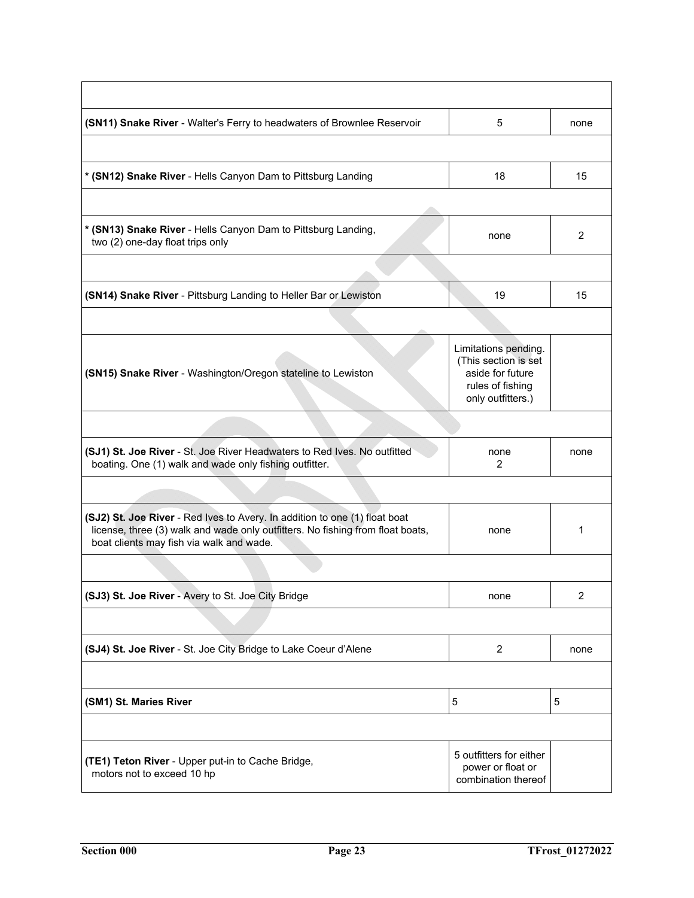| | | |
|---|---|---|
| **(SN11) Snake River** - Walter's Ferry to headwaters of Brownlee Reservoir | 5 | none |
| **\* (SN12) Snake River** - Hells Canyon Dam to Pittsburg Landing | 18 | 15 |
| **\* (SN13) Snake River** - Hells Canyon Dam to Pittsburg Landing, two (2) one-day float trips only | none | 2 |
| **(SN14) Snake River** - Pittsburg Landing to Heller Bar or Lewiston | 19 | 15 |
| **(SN15) Snake River** - Washington/Oregon stateline to Lewiston | Limitations pending. (This section is set aside for future rules of fishing only outfitters.) | |
| **(SJ1) St. Joe River** - St. Joe River Headwaters to Red Ives. No outfitted boating. One (1) walk and wade only fishing outfitter. | none 2 | none |
| **(SJ2) St. Joe River** - Red Ives to Avery. In addition to one (1) float boat license, three (3) walk and wade only outfitters. No fishing from float boats, boat clients may fish via walk and wade. | none | 1 |
| **(SJ3) St. Joe River** - Avery to St. Joe City Bridge | none | 2 |
| **(SJ4) St. Joe River** - St. Joe City Bridge to Lake Coeur d'Alene | 2 | none |
| **(SM1) St. Maries River** | 5 | 5 |
| **(TE1) Teton River** - Upper put-in to Cache Bridge, motors not to exceed 10 hp | 5 outfitters for either power or float or combination thereof | |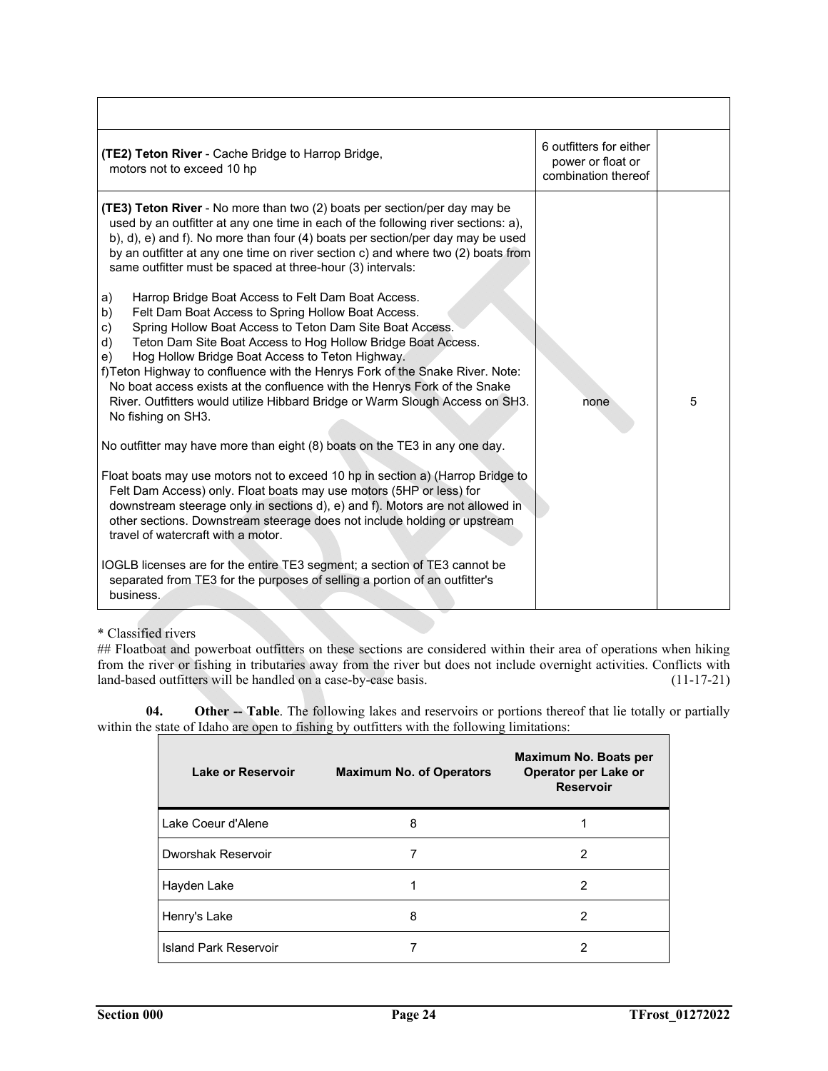| | | |
|---|---|---|
| **(TE2) Teton River** - Cache Bridge to Harrop Bridge, motors not to exceed 10 hp | 6 outfitters for either power or float or combination thereof | |
| **(TE3) Teton River** - No more than two (2) boats per section/per day may be used by an outfitter at any one time in each of the following river sections: a), b), d), e) and f). No more than four (4) boats per section/per day may be used by an outfitter at any one time on river section c) and where two (2) boats from same outfitter must be spaced at three-hour (3) intervals:<br><br>a) Harrop Bridge Boat Access to Felt Dam Boat Access.<br>b) Felt Dam Boat Access to Spring Hollow Boat Access.<br>c) Spring Hollow Boat Access to Teton Dam Site Boat Access.<br>d) Teton Dam Site Boat Access to Hog Hollow Bridge Boat Access.<br>e) Hog Hollow Bridge Boat Access to Teton Highway.<br>f) Teton Highway to confluence with the Henrys Fork of the Snake River. Note: No boat access exists at the confluence with the Henrys Fork of the Snake River. Outfitters would utilize Hibbard Bridge or Warm Slough Access on SH3. No fishing on SH3.<br><br>No outfitter may have more than eight (8) boats on the TE3 in any one day.<br><br>Float boats may use motors not to exceed 10 hp in section a) (Harrop Bridge to Felt Dam Access) only. Float boats may use motors (5HP or less) for downstream steerage only in sections d), e) and f). Motors are not allowed in other sections. Downstream steerage does not include holding or upstream travel of watercraft with a motor.<br><br>IOGLB licenses are for the entire TE3 segment; a section of TE3 cannot be separated from TE3 for the purposes of selling a portion of an outfitter's business. | none | 5 |

* Classified rivers

## Floatboat and powerboat outfitters on these sections are considered within their area of operations when hiking from the river or fishing in tributaries away from the river but does not include overnight activities. Conflicts with land-based outfitters will be handled on a case-by-case basis. (11-17-21)

**04. Other -- Table**. The following lakes and reservoirs or portions thereof that lie totally or partially within the state of Idaho are open to fishing by outfitters with the following limitations:

| Lake or Reservoir | Maximum No. of Operators | Maximum No. Boats per Operator per Lake or Reservoir |
|---|---|---|
| Lake Coeur d'Alene | 8 | 1 |
| Dworshak Reservoir | 7 | 2 |
| Hayden Lake | 1 | 2 |
| Henry's Lake | 8 | 2 |
| Island Park Reservoir | 7 | 2 |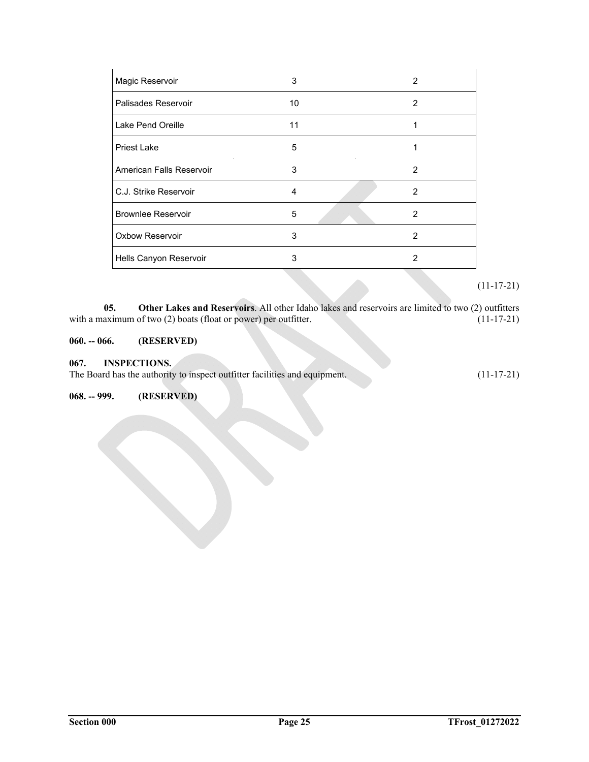| | | |
|---|---|---|
| Magic Reservoir | 3 | 2 |
| Palisades Reservoir | 10 | 2 |
| Lake Pend Oreille | 11 | 1 |
| Priest Lake | 5 | 1 |
| American Falls Reservoir | 3 | 2 |
| C.J. Strike Reservoir | 4 | 2 |
| Brownlee Reservoir | 5 | 2 |
| Oxbow Reservoir | 3 | 2 |
| Hells Canyon Reservoir | 3 | 2 |

(11-17-21)

**05. Other Lakes and Reservoirs**. All other Idaho lakes and reservoirs are limited to two (2) outfitters with a maximum of two (2) boats (float or power) per outfitter. (11-17-21)

**060. -- 066. (RESERVED)**

**067. INSPECTIONS.**

The Board has the authority to inspect outfitter facilities and equipment. (11-17-21)

**068. -- 999. (RESERVED)**